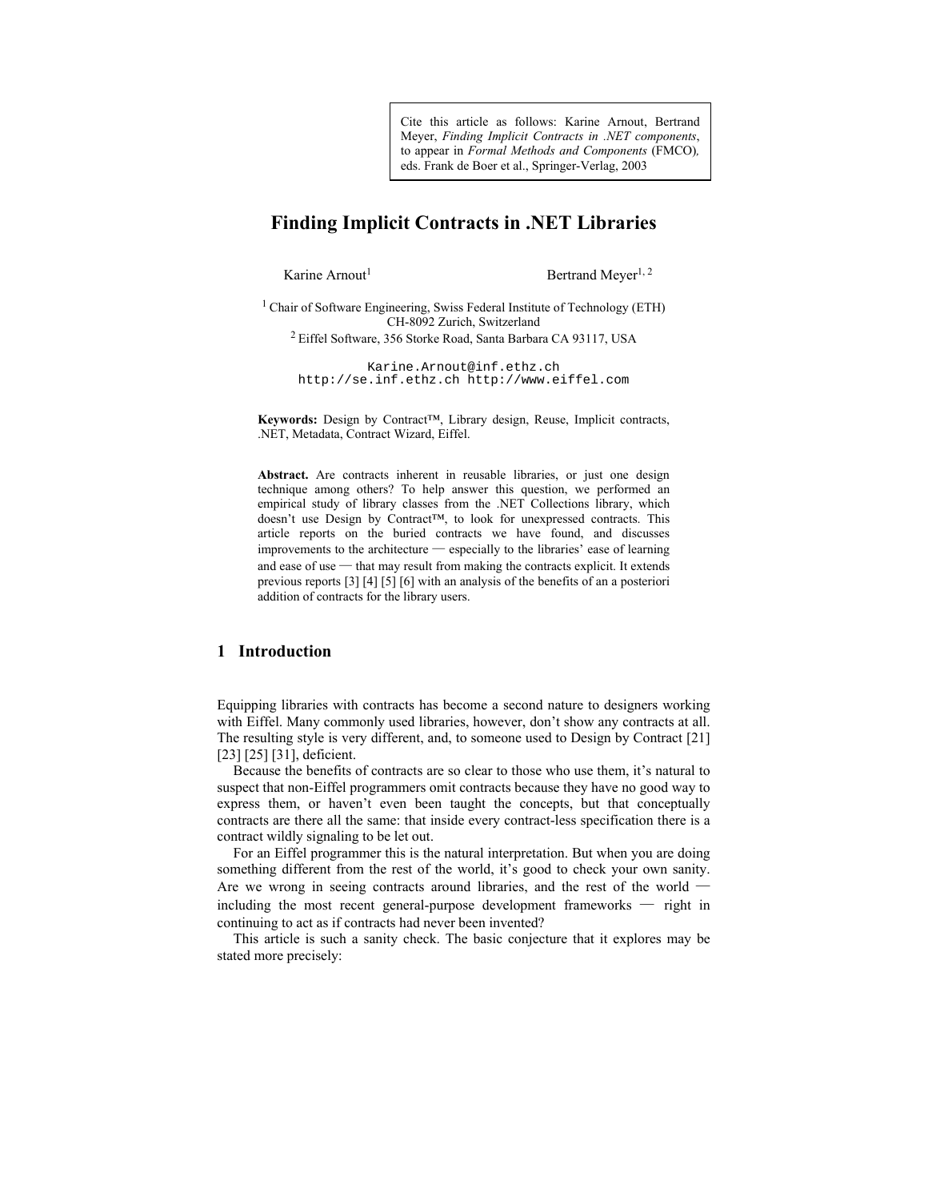Cite this article as follows: Karine Arnout, Bertrand Meyer, *Finding Implicit Contracts in .NET components*, to appear in *Formal Methods and Components* (FMCO), eds. Frank de Boer et al., Springer-Verlag, 2003

# Finding Implicit Contracts in .NET Libraries

Karine Arnout[1] Bertrand Meyer[1, 2]

[1] Chair of Software Engineering, Swiss Federal Institute of Technology (ETH) CH-8092 Zurich, Switzerland

[2] Eiffel Software, 356 Storke Road, Santa Barbara CA 93117, USA

Karine.Arnout@inf.ethz.ch
http://se.inf.ethz.ch http://www.eiffel.com

**Keywords:** Design by Contract™, Library design, Reuse, Implicit contracts, .NET, Metadata, Contract Wizard, Eiffel.

**Abstract.** Are contracts inherent in reusable libraries, or just one design technique among others? To help answer this question, we performed an empirical study of library classes from the .NET Collections library, which doesn't use Design by Contract™, to look for unexpressed contracts. This article reports on the buried contracts we have found, and discusses improvements to the architecture — especially to the libraries' ease of learning and ease of use — that may result from making the contracts explicit. It extends previous reports [3] [4] [5] [6] with an analysis of the benefits of an a posteriori addition of contracts for the library users.

## 1 Introduction

Equipping libraries with contracts has become a second nature to designers working with Eiffel. Many commonly used libraries, however, don't show any contracts at all. The resulting style is very different, and, to someone used to Design by Contract [21] [23] [25] [31], deficient.

Because the benefits of contracts are so clear to those who use them, it's natural to suspect that non-Eiffel programmers omit contracts because they have no good way to express them, or haven't even been taught the concepts, but that conceptually contracts are there all the same: that inside every contract-less specification there is a contract wildly signaling to be let out.

For an Eiffel programmer this is the natural interpretation. But when you are doing something different from the rest of the world, it's good to check your own sanity. Are we wrong in seeing contracts around libraries, and the rest of the world — including the most recent general-purpose development frameworks — right in continuing to act as if contracts had never been invented?

This article is such a sanity check. The basic conjecture that it explores may be stated more precisely: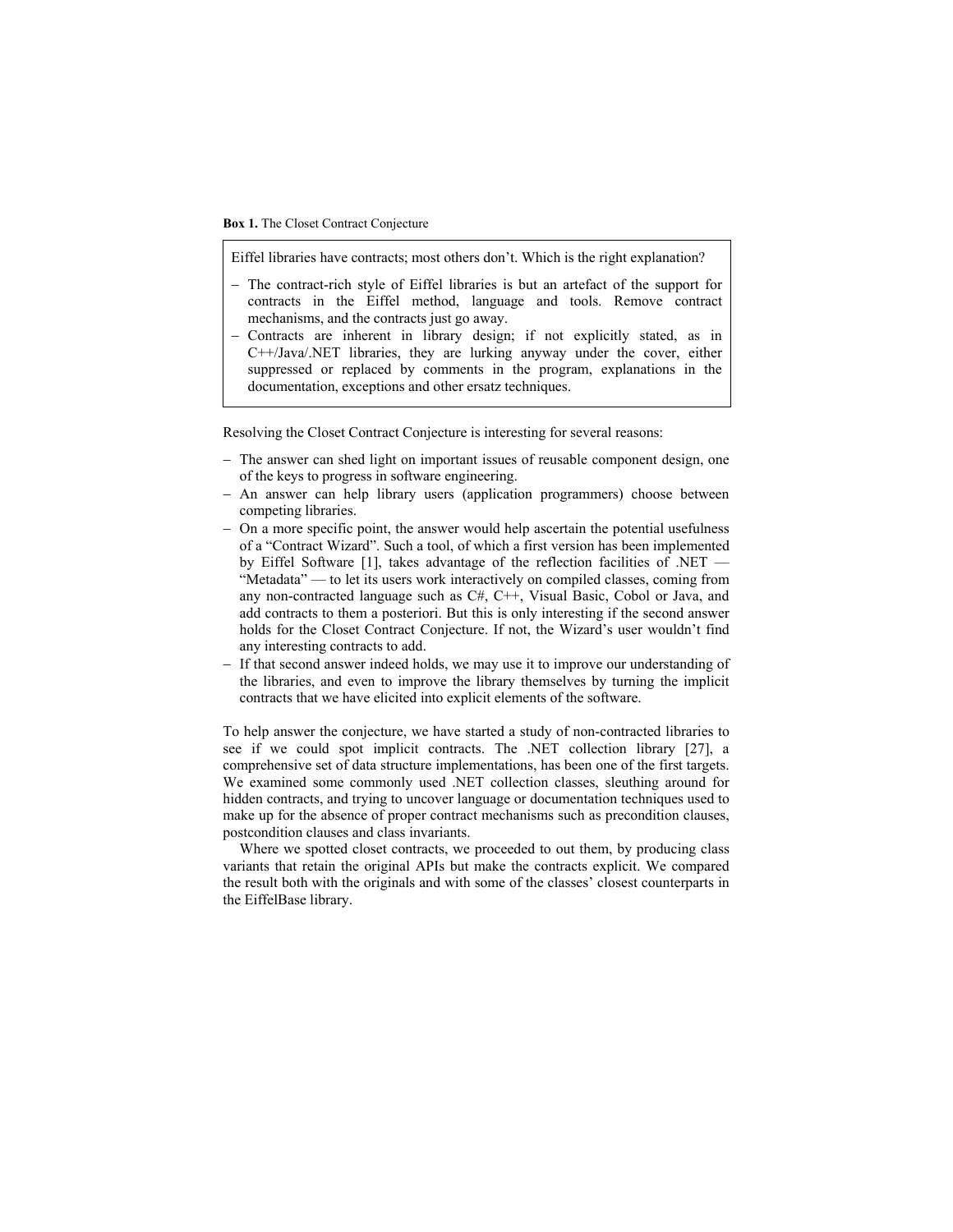**Box 1.** The Closet Contract Conjecture

> Eiffel libraries have contracts; most others don't. Which is the right explanation?
>
> – The contract-rich style of Eiffel libraries is but an artefact of the support for contracts in the Eiffel method, language and tools. Remove contract mechanisms, and the contracts just go away.
> – Contracts are inherent in library design; if not explicitly stated, as in C++/Java/.NET libraries, they are lurking anyway under the cover, either suppressed or replaced by comments in the program, explanations in the documentation, exceptions and other ersatz techniques.

Resolving the Closet Contract Conjecture is interesting for several reasons:

– The answer can shed light on important issues of reusable component design, one of the keys to progress in software engineering.
– An answer can help library users (application programmers) choose between competing libraries.
– On a more specific point, the answer would help ascertain the potential usefulness of a "Contract Wizard". Such a tool, of which a first version has been implemented by Eiffel Software [1], takes advantage of the reflection facilities of .NET — "Metadata" — to let its users work interactively on compiled classes, coming from any non-contracted language such as C#, C++, Visual Basic, Cobol or Java, and add contracts to them a posteriori. But this is only interesting if the second answer holds for the Closet Contract Conjecture. If not, the Wizard's user wouldn't find any interesting contracts to add.
– If that second answer indeed holds, we may use it to improve our understanding of the libraries, and even to improve the library themselves by turning the implicit contracts that we have elicited into explicit elements of the software.

To help answer the conjecture, we have started a study of non-contracted libraries to see if we could spot implicit contracts. The .NET collection library [27], a comprehensive set of data structure implementations, has been one of the first targets. We examined some commonly used .NET collection classes, sleuthing around for hidden contracts, and trying to uncover language or documentation techniques used to make up for the absence of proper contract mechanisms such as precondition clauses, postcondition clauses and class invariants.

Where we spotted closet contracts, we proceeded to out them, by producing class variants that retain the original APIs but make the contracts explicit. We compared the result both with the originals and with some of the classes' closest counterparts in the EiffelBase library.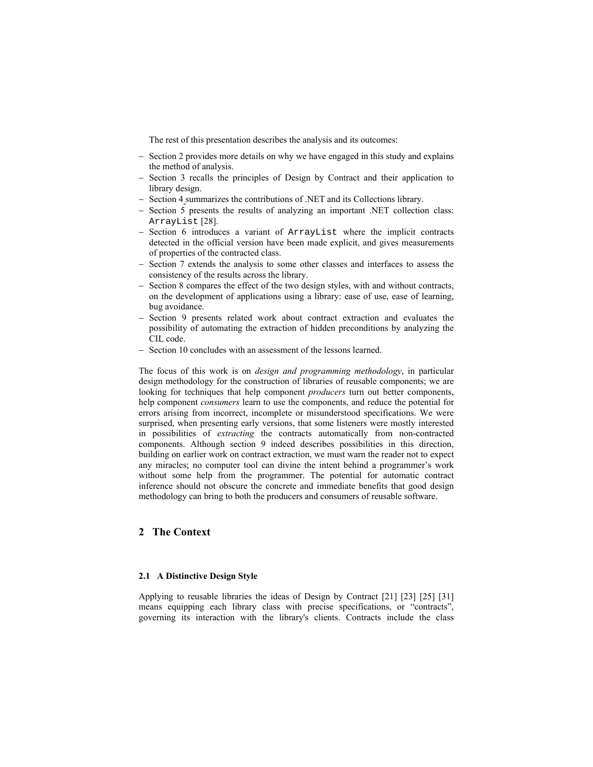The rest of this presentation describes the analysis and its outcomes:

- Section 2 provides more details on why we have engaged in this study and explains the method of analysis.
- Section 3 recalls the principles of Design by Contract and their application to library design.
- Section 4 summarizes the contributions of .NET and its Collections library.
- Section 5 presents the results of analyzing an important .NET collection class: `ArrayList` [28].
- Section 6 introduces a variant of `ArrayList` where the implicit contracts detected in the official version have been made explicit, and gives measurements of properties of the contracted class.
- Section 7 extends the analysis to some other classes and interfaces to assess the consistency of the results across the library.
- Section 8 compares the effect of the two design styles, with and without contracts, on the development of applications using a library: ease of use, ease of learning, bug avoidance.
- Section 9 presents related work about contract extraction and evaluates the possibility of automating the extraction of hidden preconditions by analyzing the CIL code.
- Section 10 concludes with an assessment of the lessons learned.

The focus of this work is on *design and programming methodology*, in particular design methodology for the construction of libraries of reusable components; we are looking for techniques that help component *producers* turn out better components, help component *consumers* learn to use the components, and reduce the potential for errors arising from incorrect, incomplete or misunderstood specifications. We were surprised, when presenting early versions, that some listeners were mostly interested in possibilities of *extracting* the contracts automatically from non-contracted components. Although section 9 indeed describes possibilities in this direction, building on earlier work on contract extraction, we must warn the reader not to expect any miracles; no computer tool can divine the intent behind a programmer's work without some help from the programmer. The potential for automatic contract inference should not obscure the concrete and immediate benefits that good design methodology can bring to both the producers and consumers of reusable software.

## 2 The Context

### 2.1 A Distinctive Design Style

Applying to reusable libraries the ideas of Design by Contract [21] [23] [25] [31] means equipping each library class with precise specifications, or "contracts", governing its interaction with the library's clients. Contracts include the class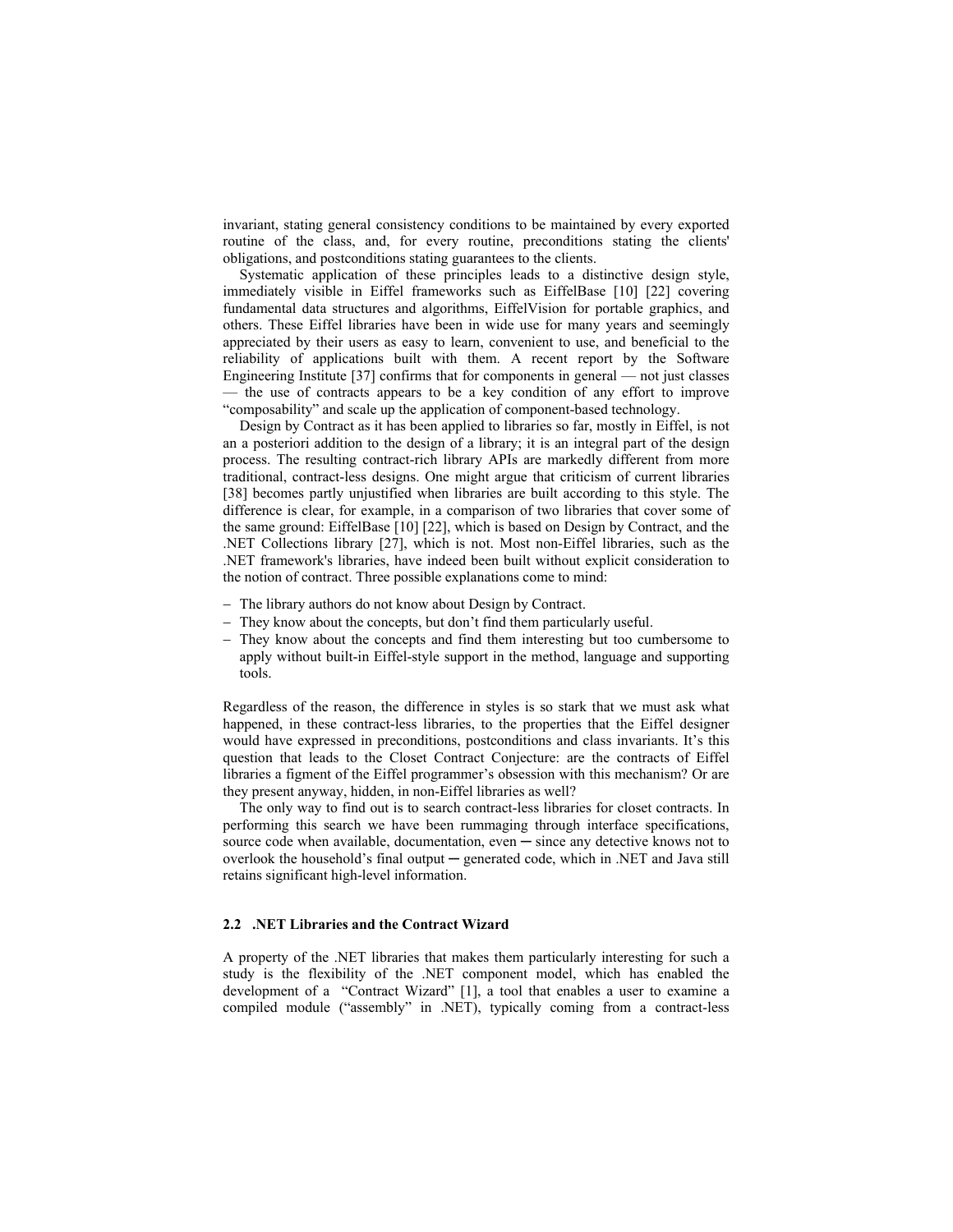invariant, stating general consistency conditions to be maintained by every exported routine of the class, and, for every routine, preconditions stating the clients' obligations, and postconditions stating guarantees to the clients.

Systematic application of these principles leads to a distinctive design style, immediately visible in Eiffel frameworks such as EiffelBase [10] [22] covering fundamental data structures and algorithms, EiffelVision for portable graphics, and others. These Eiffel libraries have been in wide use for many years and seemingly appreciated by their users as easy to learn, convenient to use, and beneficial to the reliability of applications built with them. A recent report by the Software Engineering Institute [37] confirms that for components in general — not just classes — the use of contracts appears to be a key condition of any effort to improve "composability" and scale up the application of component-based technology.

Design by Contract as it has been applied to libraries so far, mostly in Eiffel, is not an a posteriori addition to the design of a library; it is an integral part of the design process. The resulting contract-rich library APIs are markedly different from more traditional, contract-less designs. One might argue that criticism of current libraries [38] becomes partly unjustified when libraries are built according to this style. The difference is clear, for example, in a comparison of two libraries that cover some of the same ground: EiffelBase [10] [22], which is based on Design by Contract, and the .NET Collections library [27], which is not. Most non-Eiffel libraries, such as the .NET framework's libraries, have indeed been built without explicit consideration to the notion of contract. Three possible explanations come to mind:

- The library authors do not know about Design by Contract.
- They know about the concepts, but don't find them particularly useful.
- They know about the concepts and find them interesting but too cumbersome to apply without built-in Eiffel-style support in the method, language and supporting tools.

Regardless of the reason, the difference in styles is so stark that we must ask what happened, in these contract-less libraries, to the properties that the Eiffel designer would have expressed in preconditions, postconditions and class invariants. It's this question that leads to the Closet Contract Conjecture: are the contracts of Eiffel libraries a figment of the Eiffel programmer's obsession with this mechanism? Or are they present anyway, hidden, in non-Eiffel libraries as well?

The only way to find out is to search contract-less libraries for closet contracts. In performing this search we have been rummaging through interface specifications, source code when available, documentation, even ─ since any detective knows not to overlook the household's final output ─ generated code, which in .NET and Java still retains significant high-level information.

### 2.2 .NET Libraries and the Contract Wizard

A property of the .NET libraries that makes them particularly interesting for such a study is the flexibility of the .NET component model, which has enabled the development of a "Contract Wizard" [1], a tool that enables a user to examine a compiled module ("assembly" in .NET), typically coming from a contract-less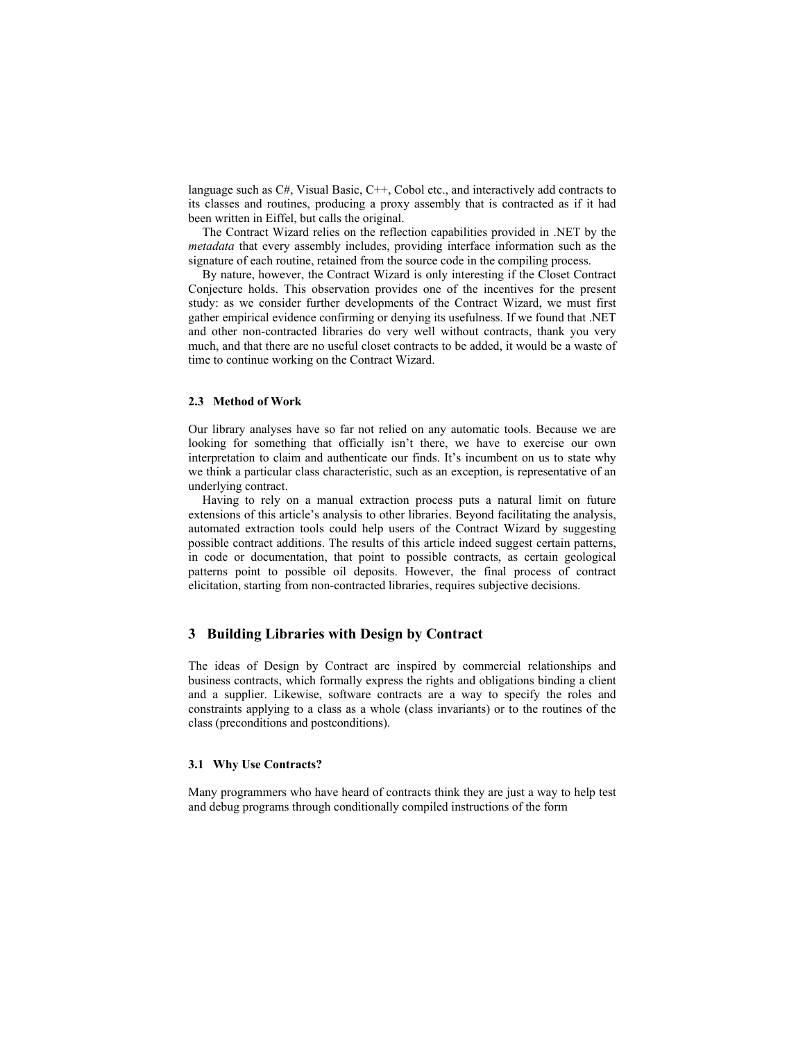language such as C#, Visual Basic, C++, Cobol etc., and interactively add contracts to its classes and routines, producing a proxy assembly that is contracted as if it had been written in Eiffel, but calls the original.

The Contract Wizard relies on the reflection capabilities provided in .NET by the *metadata* that every assembly includes, providing interface information such as the signature of each routine, retained from the source code in the compiling process.

By nature, however, the Contract Wizard is only interesting if the Closet Contract Conjecture holds. This observation provides one of the incentives for the present study: as we consider further developments of the Contract Wizard, we must first gather empirical evidence confirming or denying its usefulness. If we found that .NET and other non-contracted libraries do very well without contracts, thank you very much, and that there are no useful closet contracts to be added, it would be a waste of time to continue working on the Contract Wizard.

### 2.3 Method of Work

Our library analyses have so far not relied on any automatic tools. Because we are looking for something that officially isn't there, we have to exercise our own interpretation to claim and authenticate our finds. It's incumbent on us to state why we think a particular class characteristic, such as an exception, is representative of an underlying contract.

Having to rely on a manual extraction process puts a natural limit on future extensions of this article's analysis to other libraries. Beyond facilitating the analysis, automated extraction tools could help users of the Contract Wizard by suggesting possible contract additions. The results of this article indeed suggest certain patterns, in code or documentation, that point to possible contracts, as certain geological patterns point to possible oil deposits. However, the final process of contract elicitation, starting from non-contracted libraries, requires subjective decisions.

## 3 Building Libraries with Design by Contract

The ideas of Design by Contract are inspired by commercial relationships and business contracts, which formally express the rights and obligations binding a client and a supplier. Likewise, software contracts are a way to specify the roles and constraints applying to a class as a whole (class invariants) or to the routines of the class (preconditions and postconditions).

### 3.1 Why Use Contracts?

Many programmers who have heard of contracts think they are just a way to help test and debug programs through conditionally compiled instructions of the form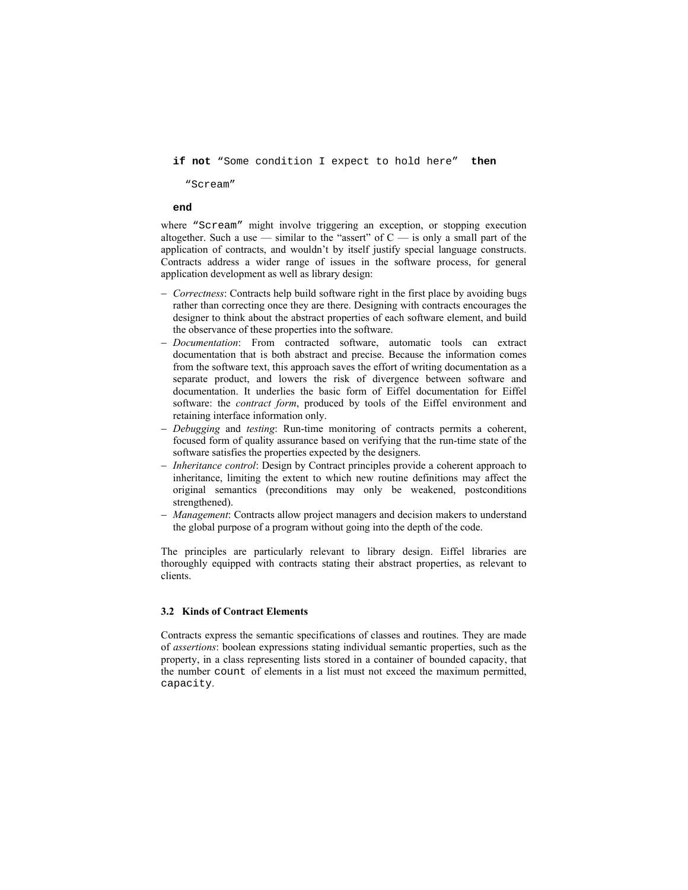```
if not "Some condition I expect to hold here" then
    "Scream"
end
```

where `"Scream"` might involve triggering an exception, or stopping execution altogether. Such a use — similar to the "assert" of C — is only a small part of the application of contracts, and wouldn't by itself justify special language constructs. Contracts address a wider range of issues in the software process, for general application development as well as library design:

- *Correctness*: Contracts help build software right in the first place by avoiding bugs rather than correcting once they are there. Designing with contracts encourages the designer to think about the abstract properties of each software element, and build the observance of these properties into the software.
- *Documentation*: From contracted software, automatic tools can extract documentation that is both abstract and precise. Because the information comes from the software text, this approach saves the effort of writing documentation as a separate product, and lowers the risk of divergence between software and documentation. It underlies the basic form of Eiffel documentation for Eiffel software: the *contract form*, produced by tools of the Eiffel environment and retaining interface information only.
- *Debugging* and *testing*: Run-time monitoring of contracts permits a coherent, focused form of quality assurance based on verifying that the run-time state of the software satisfies the properties expected by the designers.
- *Inheritance control*: Design by Contract principles provide a coherent approach to inheritance, limiting the extent to which new routine definitions may affect the original semantics (preconditions may only be weakened, postconditions strengthened).
- *Management*: Contracts allow project managers and decision makers to understand the global purpose of a program without going into the depth of the code.

The principles are particularly relevant to library design. Eiffel libraries are thoroughly equipped with contracts stating their abstract properties, as relevant to clients.

### 3.2 Kinds of Contract Elements

Contracts express the semantic specifications of classes and routines. They are made of *assertions*: boolean expressions stating individual semantic properties, such as the property, in a class representing lists stored in a container of bounded capacity, that the number `count` of elements in a list must not exceed the maximum permitted, `capacity`.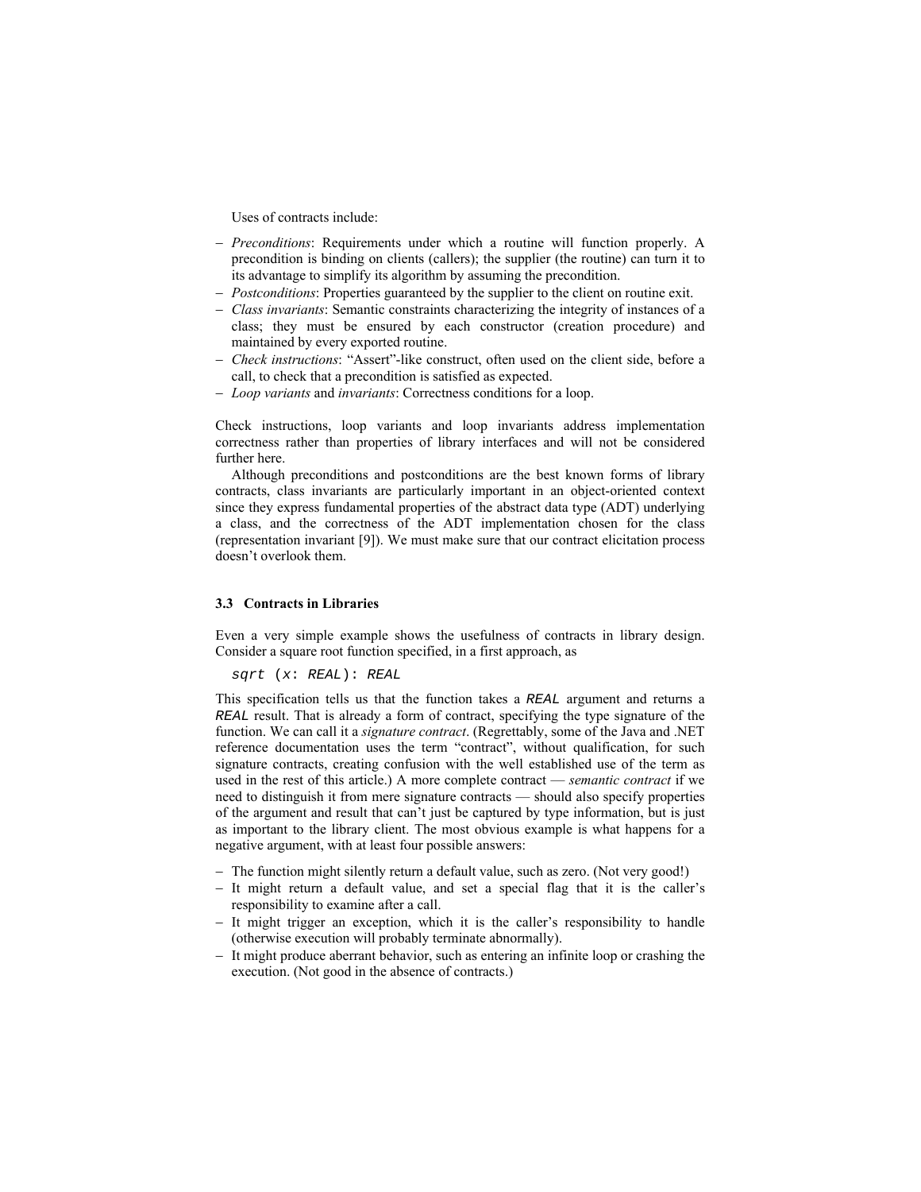Uses of contracts include:

– *Preconditions*: Requirements under which a routine will function properly. A precondition is binding on clients (callers); the supplier (the routine) can turn it to its advantage to simplify its algorithm by assuming the precondition.
– *Postconditions*: Properties guaranteed by the supplier to the client on routine exit.
– *Class invariants*: Semantic constraints characterizing the integrity of instances of a class; they must be ensured by each constructor (creation procedure) and maintained by every exported routine.
– *Check instructions*: "Assert"-like construct, often used on the client side, before a call, to check that a precondition is satisfied as expected.
– *Loop variants* and *invariants*: Correctness conditions for a loop.

Check instructions, loop variants and loop invariants address implementation correctness rather than properties of library interfaces and will not be considered further here.

Although preconditions and postconditions are the best known forms of library contracts, class invariants are particularly important in an object-oriented context since they express fundamental properties of the abstract data type (ADT) underlying a class, and the correctness of the ADT implementation chosen for the class (representation invariant [9]). We must make sure that our contract elicitation process doesn't overlook them.

### 3.3 Contracts in Libraries

Even a very simple example shows the usefulness of contracts in library design. Consider a square root function specified, in a first approach, as

```
sqrt (x: REAL): REAL
```

This specification tells us that the function takes a `REAL` argument and returns a `REAL` result. That is already a form of contract, specifying the type signature of the function. We can call it a *signature contract*. (Regrettably, some of the Java and .NET reference documentation uses the term "contract", without qualification, for such signature contracts, creating confusion with the well established use of the term as used in the rest of this article.) A more complete contract — *semantic contract* if we need to distinguish it from mere signature contracts — should also specify properties of the argument and result that can't just be captured by type information, but is just as important to the library client. The most obvious example is what happens for a negative argument, with at least four possible answers:

– The function might silently return a default value, such as zero. (Not very good!)
– It might return a default value, and set a special flag that it is the caller's responsibility to examine after a call.
– It might trigger an exception, which it is the caller's responsibility to handle (otherwise execution will probably terminate abnormally).
– It might produce aberrant behavior, such as entering an infinite loop or crashing the execution. (Not good in the absence of contracts.)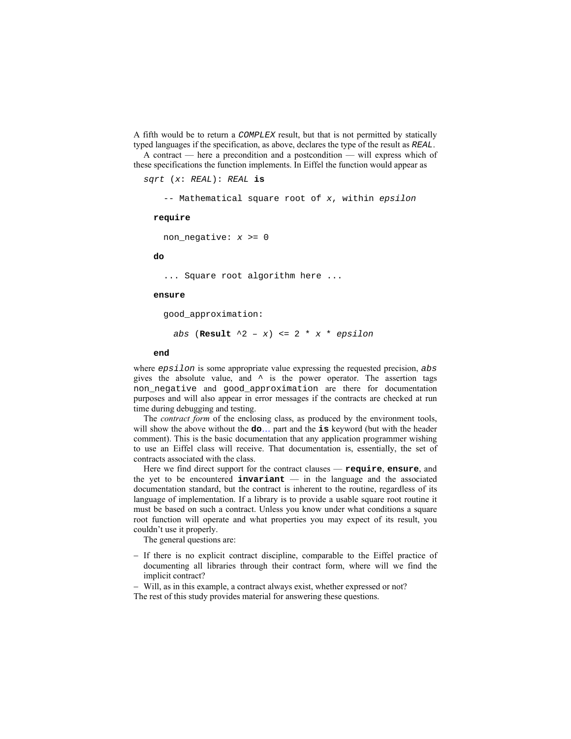A fifth would be to return a *COMPLEX* result, but that is not permitted by statically typed languages if the specification, as above, declares the type of the result as *REAL*.

A contract — here a precondition and a postcondition — will express which of these specifications the function implements. In Eiffel the function would appear as

```
sqrt (x: REAL): REAL is

    -- Mathematical square root of x, within epsilon

  require

    non_negative: x >= 0

  do

    ... Square root algorithm here ...

  ensure

    good_approximation:

      abs (Result ^2 – x) <= 2 * x * epsilon

  end
```

where *epsilon* is some appropriate value expressing the requested precision, *abs* gives the absolute value, and `^` is the power operator. The assertion tags `non_negative` and `good_approximation` are there for documentation purposes and will also appear in error messages if the contracts are checked at run time during debugging and testing.

The *contract form* of the enclosing class, as produced by the environment tools, will show the above without the **do**… part and the **is** keyword (but with the header comment). This is the basic documentation that any application programmer wishing to use an Eiffel class will receive. That documentation is, essentially, the set of contracts associated with the class.

Here we find direct support for the contract clauses — **require**, **ensure**, and the yet to be encountered **invariant** — in the language and the associated documentation standard, but the contract is inherent to the routine, regardless of its language of implementation. If a library is to provide a usable square root routine it must be based on such a contract. Unless you know under what conditions a square root function will operate and what properties you may expect of its result, you couldn't use it properly.

The general questions are:

- If there is no explicit contract discipline, comparable to the Eiffel practice of documenting all libraries through their contract form, where will we find the implicit contract?
- Will, as in this example, a contract always exist, whether expressed or not?

The rest of this study provides material for answering these questions.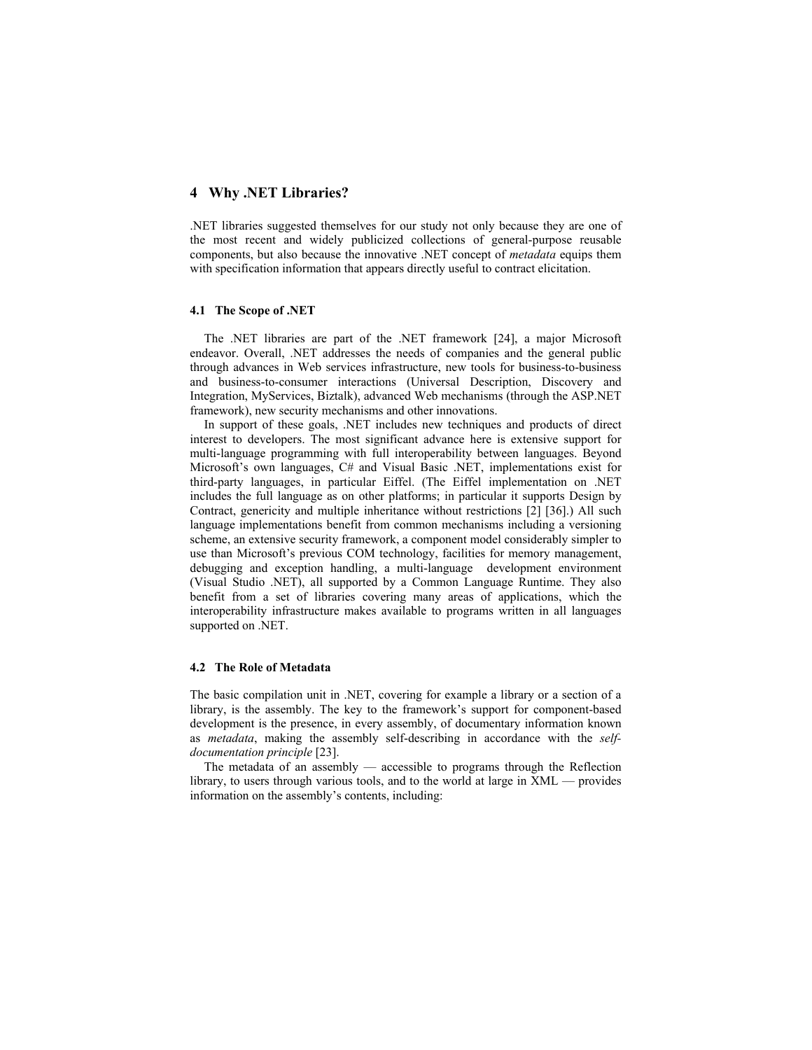## 4 Why .NET Libraries?

.NET libraries suggested themselves for our study not only because they are one of the most recent and widely publicized collections of general-purpose reusable components, but also because the innovative .NET concept of *metadata* equips them with specification information that appears directly useful to contract elicitation.

### 4.1 The Scope of .NET

The .NET libraries are part of the .NET framework [24], a major Microsoft endeavor. Overall, .NET addresses the needs of companies and the general public through advances in Web services infrastructure, new tools for business-to-business and business-to-consumer interactions (Universal Description, Discovery and Integration, MyServices, Biztalk), advanced Web mechanisms (through the ASP.NET framework), new security mechanisms and other innovations.

In support of these goals, .NET includes new techniques and products of direct interest to developers. The most significant advance here is extensive support for multi-language programming with full interoperability between languages. Beyond Microsoft's own languages, C# and Visual Basic .NET, implementations exist for third-party languages, in particular Eiffel. (The Eiffel implementation on .NET includes the full language as on other platforms; in particular it supports Design by Contract, genericity and multiple inheritance without restrictions [2] [36].) All such language implementations benefit from common mechanisms including a versioning scheme, an extensive security framework, a component model considerably simpler to use than Microsoft's previous COM technology, facilities for memory management, debugging and exception handling, a multi-language development environment (Visual Studio .NET), all supported by a Common Language Runtime. They also benefit from a set of libraries covering many areas of applications, which the interoperability infrastructure makes available to programs written in all languages supported on .NET.

### 4.2 The Role of Metadata

The basic compilation unit in .NET, covering for example a library or a section of a library, is the assembly. The key to the framework's support for component-based development is the presence, in every assembly, of documentary information known as *metadata*, making the assembly self-describing in accordance with the *self-documentation principle* [23].

The metadata of an assembly — accessible to programs through the Reflection library, to users through various tools, and to the world at large in XML — provides information on the assembly's contents, including: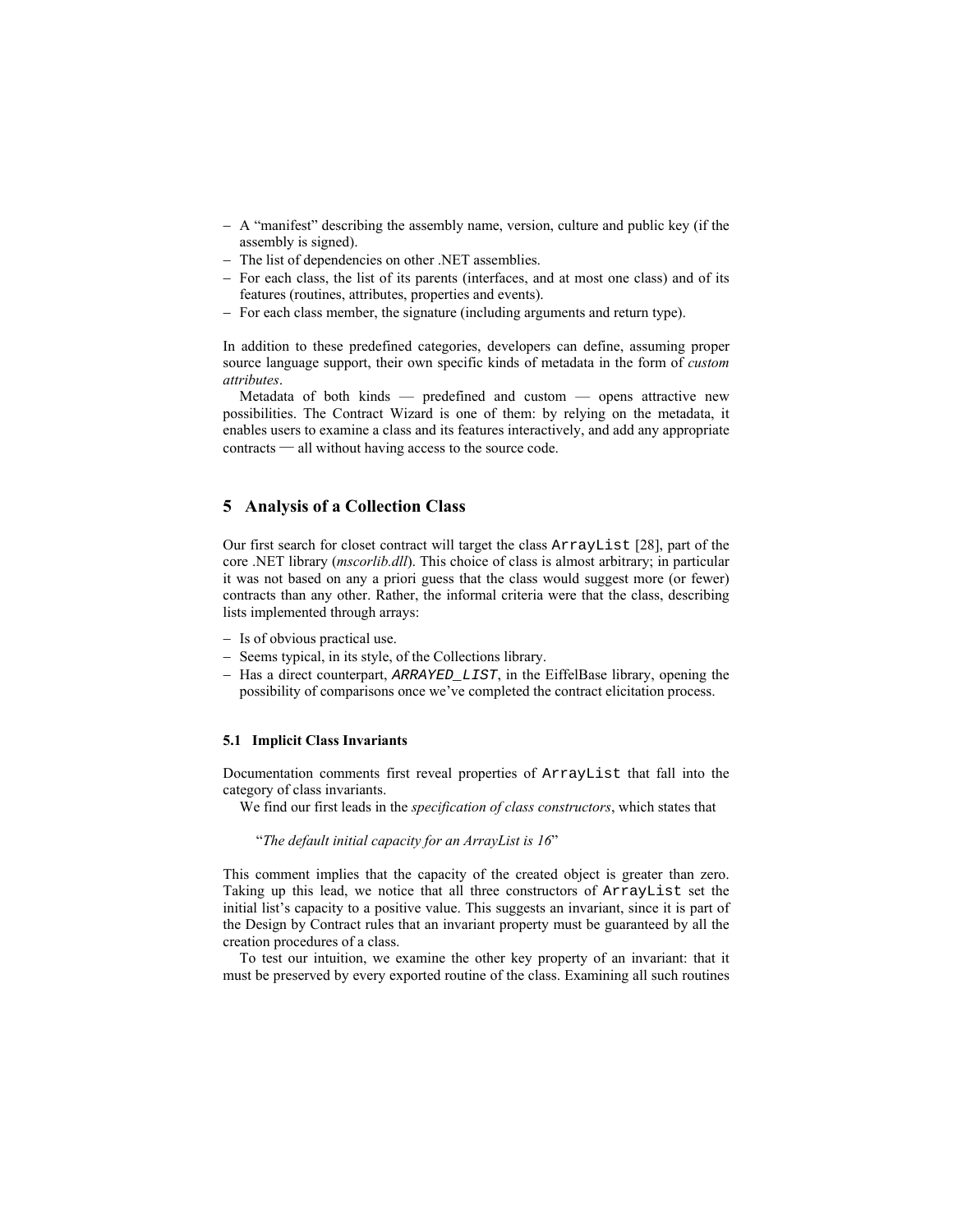- A "manifest" describing the assembly name, version, culture and public key (if the assembly is signed).
- The list of dependencies on other .NET assemblies.
- For each class, the list of its parents (interfaces, and at most one class) and of its features (routines, attributes, properties and events).
- For each class member, the signature (including arguments and return type).

In addition to these predefined categories, developers can define, assuming proper source language support, their own specific kinds of metadata in the form of *custom attributes*.

Metadata of both kinds — predefined and custom — opens attractive new possibilities. The Contract Wizard is one of them: by relying on the metadata, it enables users to examine a class and its features interactively, and add any appropriate contracts — all without having access to the source code.

## 5 Analysis of a Collection Class

Our first search for closet contract will target the class `ArrayList` [28], part of the core .NET library (*mscorlib.dll*). This choice of class is almost arbitrary; in particular it was not based on any a priori guess that the class would suggest more (or fewer) contracts than any other. Rather, the informal criteria were that the class, describing lists implemented through arrays:

- Is of obvious practical use.
- Seems typical, in its style, of the Collections library.
- Has a direct counterpart, *`ARRAYED_LIST`*, in the EiffelBase library, opening the possibility of comparisons once we've completed the contract elicitation process.

### 5.1 Implicit Class Invariants

Documentation comments first reveal properties of `ArrayList` that fall into the category of class invariants.

We find our first leads in the *specification of class constructors*, which states that

> "*The default initial capacity for an ArrayList is 16*"

This comment implies that the capacity of the created object is greater than zero. Taking up this lead, we notice that all three constructors of `ArrayList` set the initial list's capacity to a positive value. This suggests an invariant, since it is part of the Design by Contract rules that an invariant property must be guaranteed by all the creation procedures of a class.

To test our intuition, we examine the other key property of an invariant: that it must be preserved by every exported routine of the class. Examining all such routines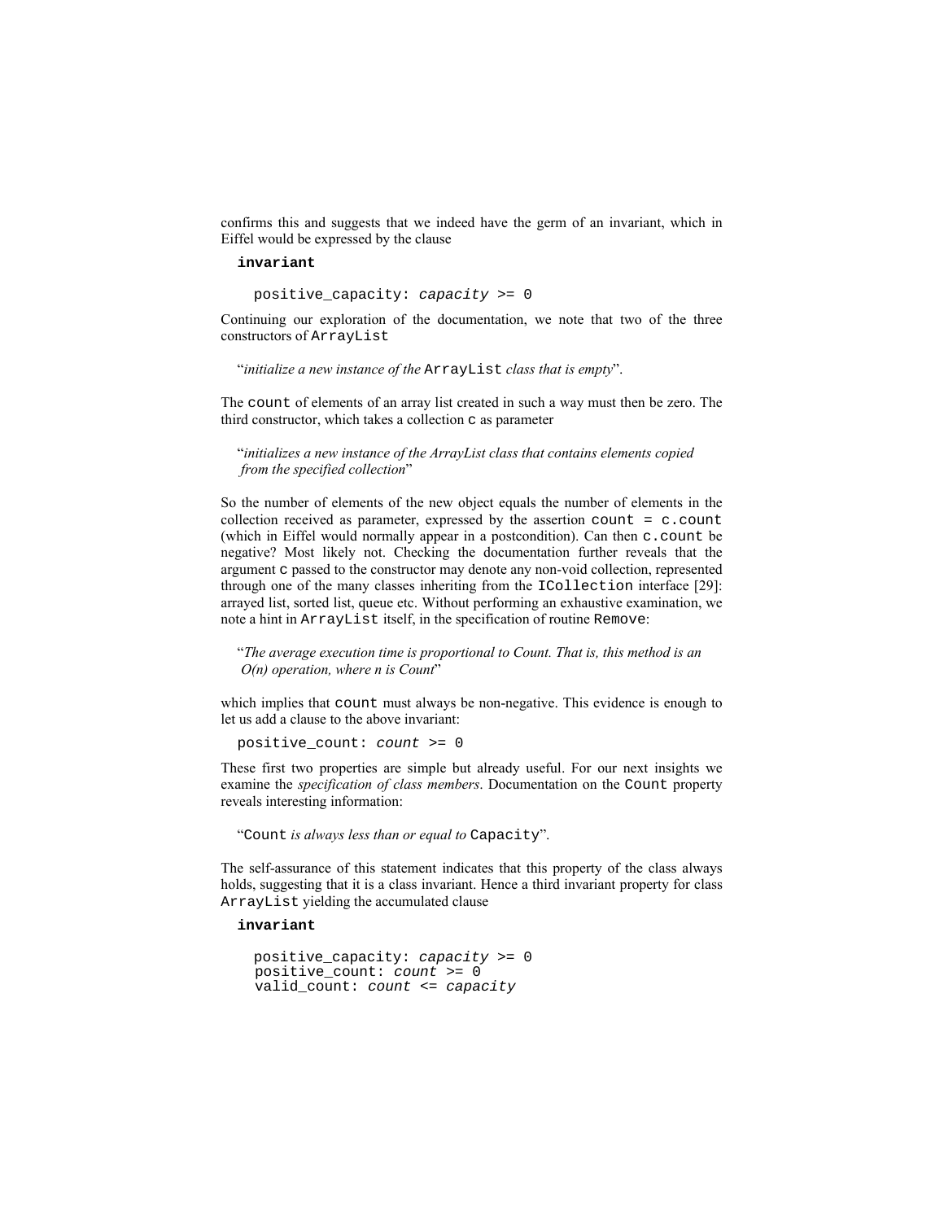confirms this and suggests that we indeed have the germ of an invariant, which in Eiffel would be expressed by the clause

```
invariant

   positive_capacity: capacity >= 0
```

Continuing our exploration of the documentation, we note that two of the three constructors of `ArrayList`

> "*initialize a new instance of the* `ArrayList` *class that is empty*".

The `count` of elements of an array list created in such a way must then be zero. The third constructor, which takes a collection `c` as parameter

> "*initializes a new instance of the ArrayList class that contains elements copied from the specified collection*"

So the number of elements of the new object equals the number of elements in the collection received as parameter, expressed by the assertion `count = c.count` (which in Eiffel would normally appear in a postcondition). Can then `c.count` be negative? Most likely not. Checking the documentation further reveals that the argument `c` passed to the constructor may denote any non-void collection, represented through one of the many classes inheriting from the `ICollection` interface [29]: arrayed list, sorted list, queue etc. Without performing an exhaustive examination, we note a hint in `ArrayList` itself, in the specification of routine `Remove`:

> "*The average execution time is proportional to Count. That is, this method is an O(n) operation, where n is Count*"

which implies that `count` must always be non-negative. This evidence is enough to let us add a clause to the above invariant:

```
positive_count: count >= 0
```

These first two properties are simple but already useful. For our next insights we examine the *specification of class members*. Documentation on the `Count` property reveals interesting information:

> "`Count` *is always less than or equal to* `Capacity`".

The self-assurance of this statement indicates that this property of the class always holds, suggesting that it is a class invariant. Hence a third invariant property for class `ArrayList` yielding the accumulated clause

```
invariant

   positive_capacity: capacity >= 0
   positive_count: count >= 0
   valid_count: count <= capacity
```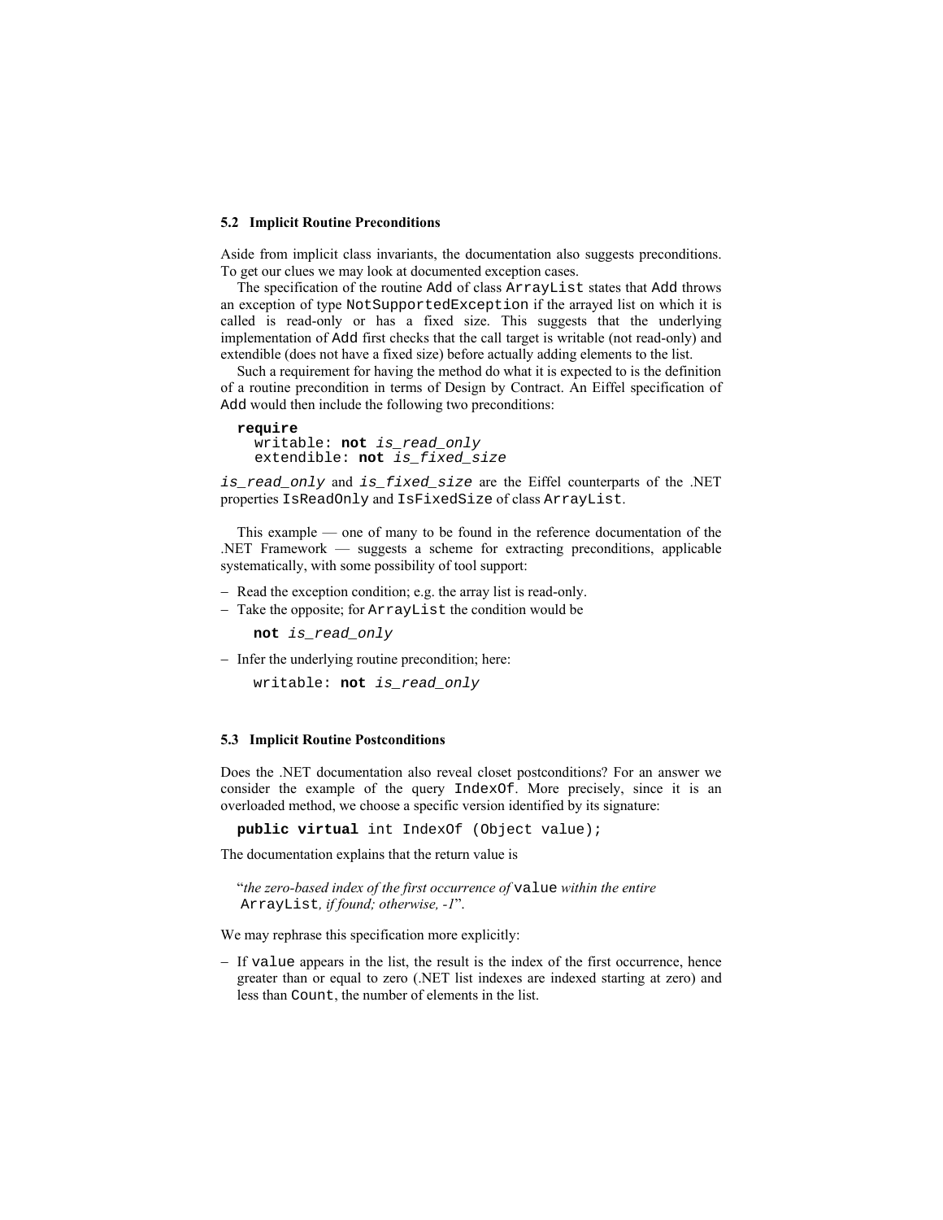### 5.2 Implicit Routine Preconditions

Aside from implicit class invariants, the documentation also suggests preconditions. To get our clues we may look at documented exception cases.

The specification of the routine `Add` of class `ArrayList` states that `Add` throws an exception of type `NotSupportedException` if the arrayed list on which it is called is read-only or has a fixed size. This suggests that the underlying implementation of `Add` first checks that the call target is writable (not read-only) and extendible (does not have a fixed size) before actually adding elements to the list.

Such a requirement for having the method do what it is expected to is the definition of a routine precondition in terms of Design by Contract. An Eiffel specification of `Add` would then include the following two preconditions:

```
require
   writable: not is_read_only
   extendible: not is_fixed_size
```

*`is_read_only`* and *`is_fixed_size`* are the Eiffel counterparts of the .NET properties `IsReadOnly` and `IsFixedSize` of class `ArrayList`.

This example — one of many to be found in the reference documentation of the .NET Framework — suggests a scheme for extracting preconditions, applicable systematically, with some possibility of tool support:

– Read the exception condition; e.g. the array list is read-only.
– Take the opposite; for `ArrayList` the condition would be

```
not is_read_only
```

– Infer the underlying routine precondition; here:

```
writable: not is_read_only
```

### 5.3 Implicit Routine Postconditions

Does the .NET documentation also reveal closet postconditions? For an answer we consider the example of the query `IndexOf`. More precisely, since it is an overloaded method, we choose a specific version identified by its signature:

```
public virtual int IndexOf (Object value);
```

The documentation explains that the return value is

> "*the zero-based index of the first occurrence of* `value` *within the entire* `ArrayList`*, if found; otherwise, -1*".

We may rephrase this specification more explicitly:

– If `value` appears in the list, the result is the index of the first occurrence, hence greater than or equal to zero (.NET list indexes are indexed starting at zero) and less than `Count`, the number of elements in the list.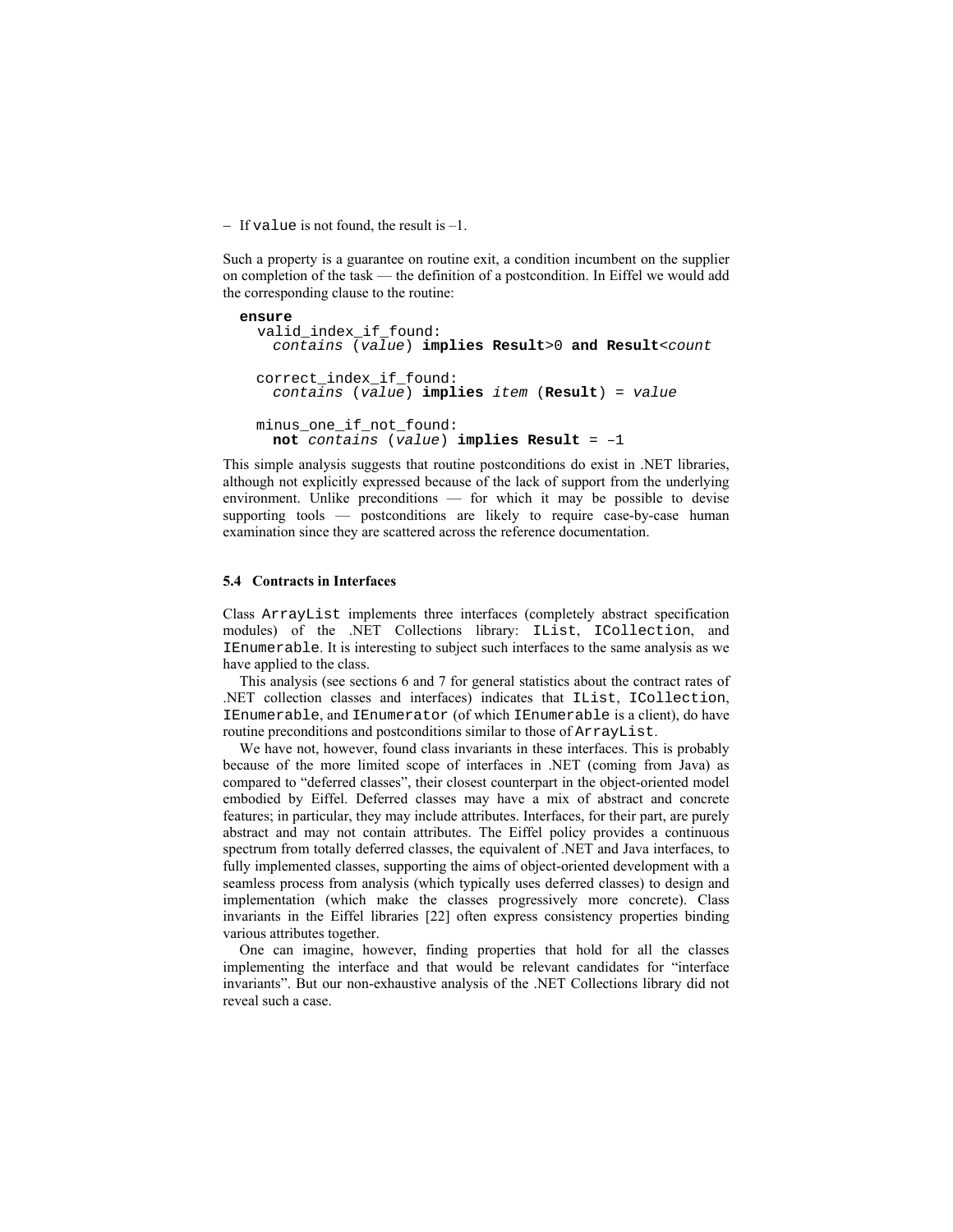– If value is not found, the result is –1.

Such a property is a guarantee on routine exit, a condition incumbent on the supplier on completion of the task — the definition of a postcondition. In Eiffel we would add the corresponding clause to the routine:

```
ensure
  valid_index_if_found:
    contains (value) implies Result>0 and Result<count

  correct_index_if_found:
    contains (value) implies item (Result) = value

  minus_one_if_not_found:
    not contains (value) implies Result = –1
```

This simple analysis suggests that routine postconditions do exist in .NET libraries, although not explicitly expressed because of the lack of support from the underlying environment. Unlike preconditions — for which it may be possible to devise supporting tools — postconditions are likely to require case-by-case human examination since they are scattered across the reference documentation.

### 5.4 Contracts in Interfaces

Class ArrayList implements three interfaces (completely abstract specification modules) of the .NET Collections library: IList, ICollection, and IEnumerable. It is interesting to subject such interfaces to the same analysis as we have applied to the class.

This analysis (see sections 6 and 7 for general statistics about the contract rates of .NET collection classes and interfaces) indicates that IList, ICollection, IEnumerable, and IEnumerator (of which IEnumerable is a client), do have routine preconditions and postconditions similar to those of ArrayList.

We have not, however, found class invariants in these interfaces. This is probably because of the more limited scope of interfaces in .NET (coming from Java) as compared to "deferred classes", their closest counterpart in the object-oriented model embodied by Eiffel. Deferred classes may have a mix of abstract and concrete features; in particular, they may include attributes. Interfaces, for their part, are purely abstract and may not contain attributes. The Eiffel policy provides a continuous spectrum from totally deferred classes, the equivalent of .NET and Java interfaces, to fully implemented classes, supporting the aims of object-oriented development with a seamless process from analysis (which typically uses deferred classes) to design and implementation (which make the classes progressively more concrete). Class invariants in the Eiffel libraries [22] often express consistency properties binding various attributes together.

One can imagine, however, finding properties that hold for all the classes implementing the interface and that would be relevant candidates for "interface invariants". But our non-exhaustive analysis of the .NET Collections library did not reveal such a case.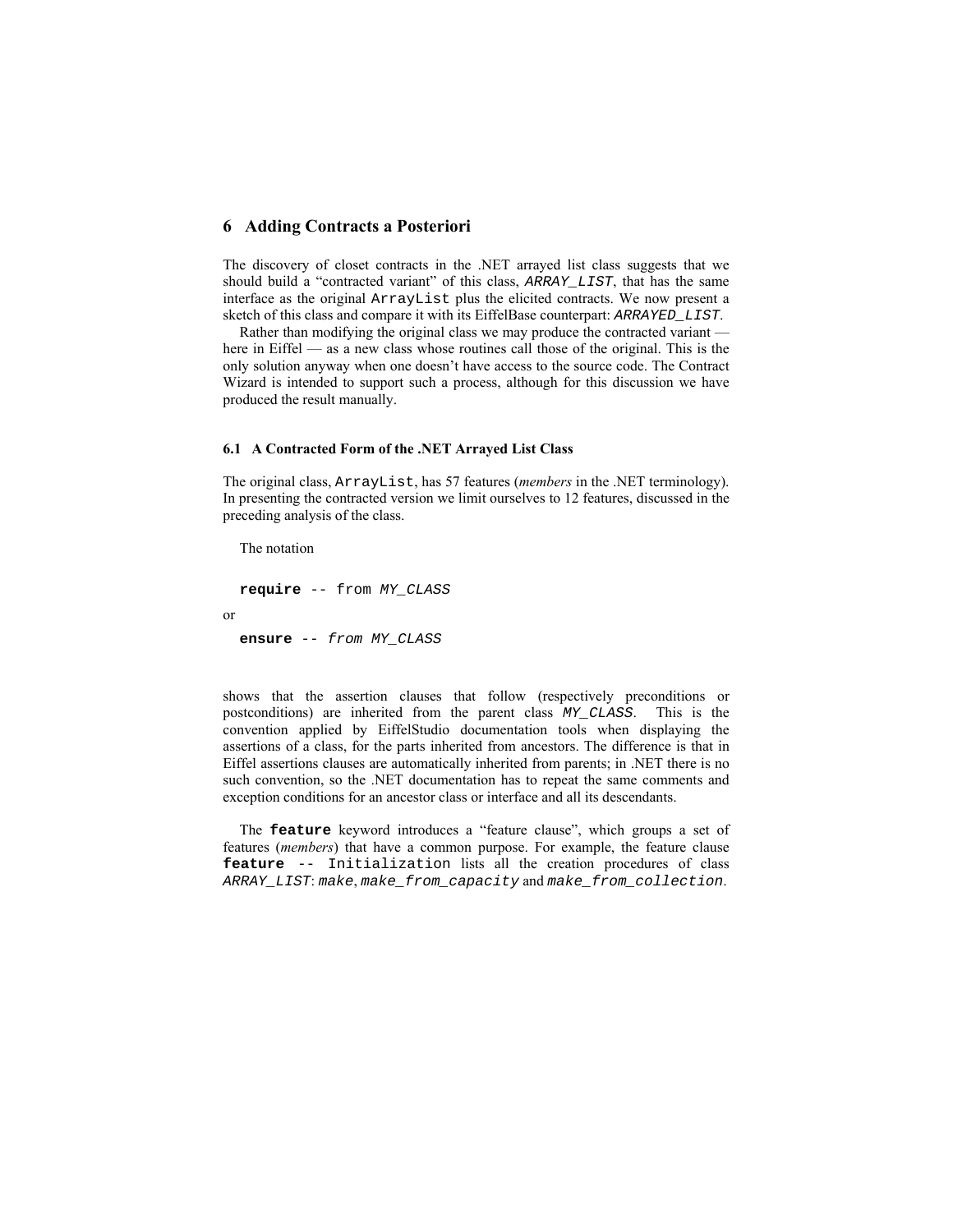## 6 Adding Contracts a Posteriori

The discovery of closet contracts in the .NET arrayed list class suggests that we should build a "contracted variant" of this class, *ARRAY_LIST*, that has the same interface as the original `ArrayList` plus the elicited contracts. We now present a sketch of this class and compare it with its EiffelBase counterpart: *ARRAYED_LIST*.

Rather than modifying the original class we may produce the contracted variant — here in Eiffel — as a new class whose routines call those of the original. This is the only solution anyway when one doesn't have access to the source code. The Contract Wizard is intended to support such a process, although for this discussion we have produced the result manually.

### 6.1 A Contracted Form of the .NET Arrayed List Class

The original class, `ArrayList`, has 57 features (*members* in the .NET terminology). In presenting the contracted version we limit ourselves to 12 features, discussed in the preceding analysis of the class.

The notation

```
require -- from MY_CLASS
```

or

```
ensure -- from MY_CLASS
```

shows that the assertion clauses that follow (respectively preconditions or postconditions) are inherited from the parent class *MY_CLASS*. This is the convention applied by EiffelStudio documentation tools when displaying the assertions of a class, for the parts inherited from ancestors. The difference is that in Eiffel assertions clauses are automatically inherited from parents; in .NET there is no such convention, so the .NET documentation has to repeat the same comments and exception conditions for an ancestor class or interface and all its descendants.

The **`feature`** keyword introduces a "feature clause", which groups a set of features (*members*) that have a common purpose. For example, the feature clause **`feature`** `-- Initialization` lists all the creation procedures of class *ARRAY_LIST*: *`make`*, *`make_from_capacity`* and *`make_from_collection`*.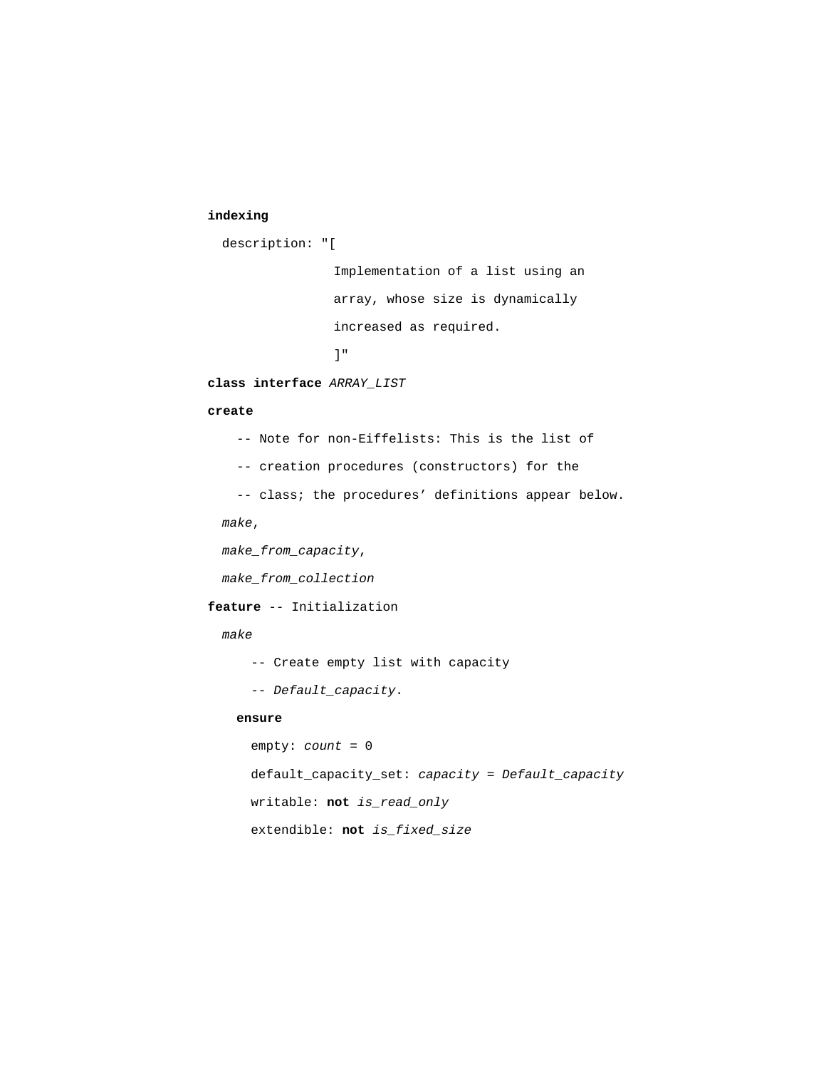```
indexing
  description: "[
                Implementation of a list using an
                array, whose size is dynamically
                increased as required.
                ]"
class interface ARRAY_LIST
create
    -- Note for non-Eiffelists: This is the list of
    -- creation procedures (constructors) for the
    -- class; the procedures’ definitions appear below.
  make,
  make_from_capacity,
  make_from_collection
feature -- Initialization
  make
      -- Create empty list with capacity
      -- Default_capacity.
    ensure
      empty: count = 0
      default_capacity_set: capacity = Default_capacity
      writable: not is_read_only
      extendible: not is_fixed_size
```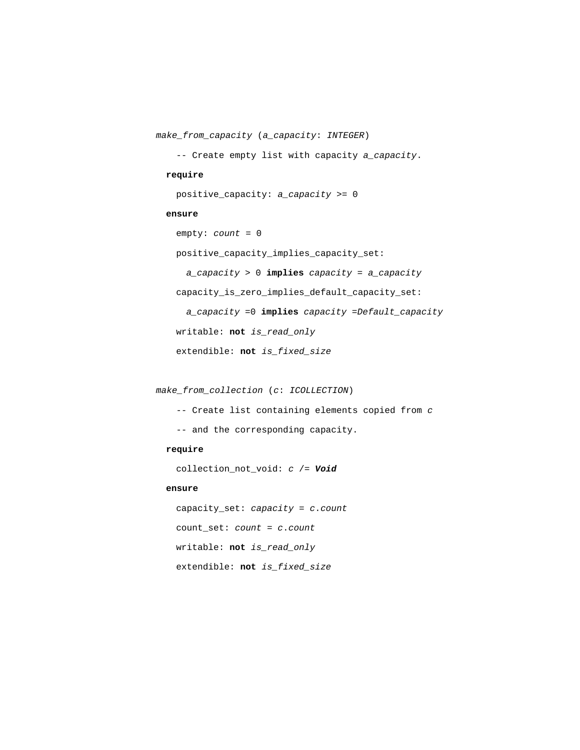```
make_from_capacity (a_capacity: INTEGER)
    -- Create empty list with capacity a_capacity.
  require
    positive_capacity: a_capacity >= 0
  ensure
    empty: count = 0
    positive_capacity_implies_capacity_set:
      a_capacity > 0 implies capacity = a_capacity
    capacity_is_zero_implies_default_capacity_set:
      a_capacity =0 implies capacity =Default_capacity
    writable: not is_read_only
    extendible: not is_fixed_size

make_from_collection (c: ICOLLECTION)
    -- Create list containing elements copied from c
    -- and the corresponding capacity.
  require
    collection_not_void: c /= Void
  ensure
    capacity_set: capacity = c.count
    count_set: count = c.count
    writable: not is_read_only
    extendible: not is_fixed_size
```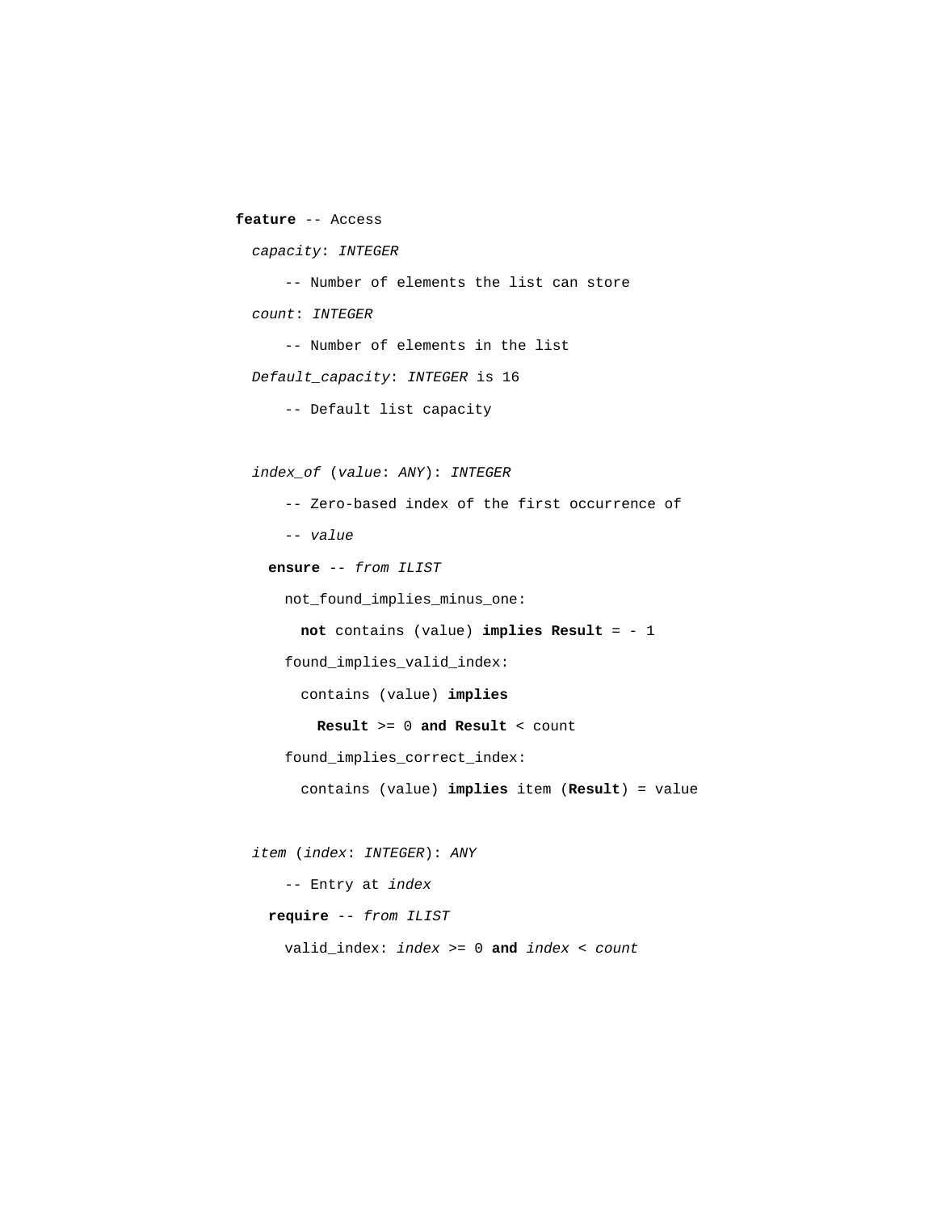```
feature -- Access
  capacity: INTEGER
      -- Number of elements the list can store
  count: INTEGER
      -- Number of elements in the list
  Default_capacity: INTEGER is 16
      -- Default list capacity

  index_of (value: ANY): INTEGER
      -- Zero-based index of the first occurrence of
      -- value
    ensure -- from ILIST
      not_found_implies_minus_one:
        not contains (value) implies Result = - 1
      found_implies_valid_index:
        contains (value) implies
          Result >= 0 and Result < count
      found_implies_correct_index:
        contains (value) implies item (Result) = value

  item (index: INTEGER): ANY
      -- Entry at index
    require -- from ILIST
      valid_index: index >= 0 and index < count
```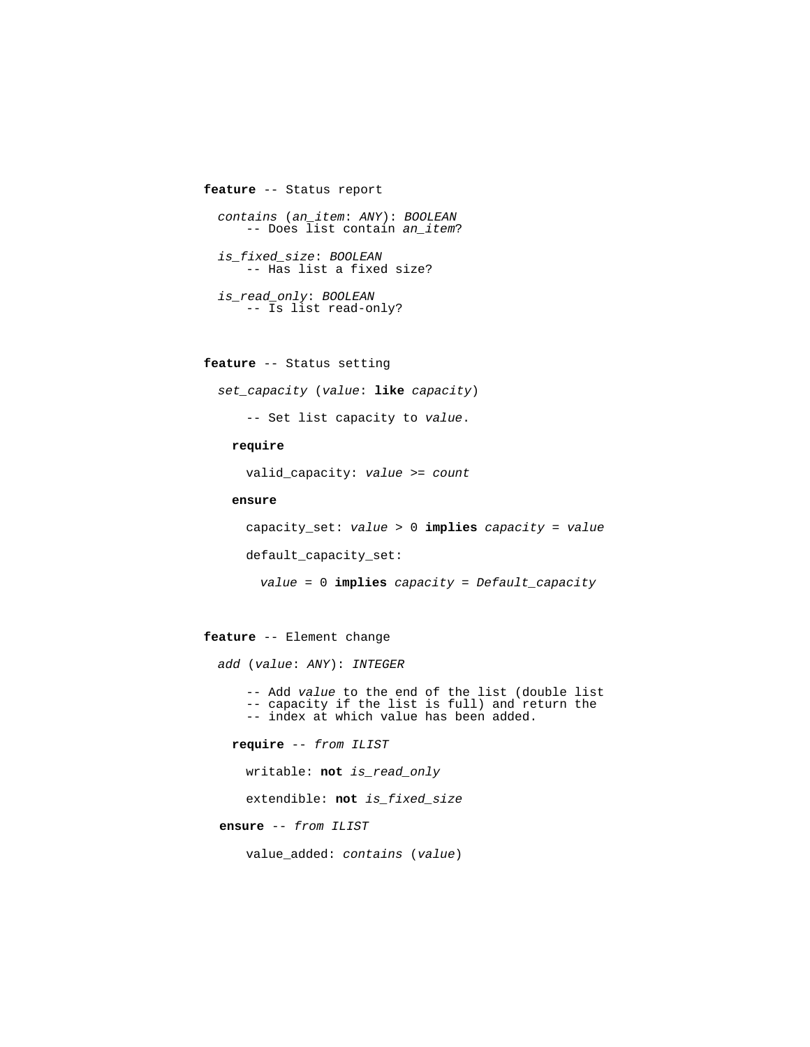```
feature -- Status report

  contains (an_item: ANY): BOOLEAN
      -- Does list contain an_item?

  is_fixed_size: BOOLEAN
      -- Has list a fixed size?

  is_read_only: BOOLEAN
      -- Is list read-only?


feature -- Status setting

  set_capacity (value: like capacity)

      -- Set list capacity to value.

    require

      valid_capacity: value >= count

    ensure

      capacity_set: value > 0 implies capacity = value

      default_capacity_set:

        value = 0 implies capacity = Default_capacity


feature -- Element change

  add (value: ANY): INTEGER

      -- Add value to the end of the list (double list
      -- capacity if the list is full) and return the
      -- index at which value has been added.

    require -- from ILIST

      writable: not is_read_only

      extendible: not is_fixed_size

   ensure -- from ILIST

      value_added: contains (value)
```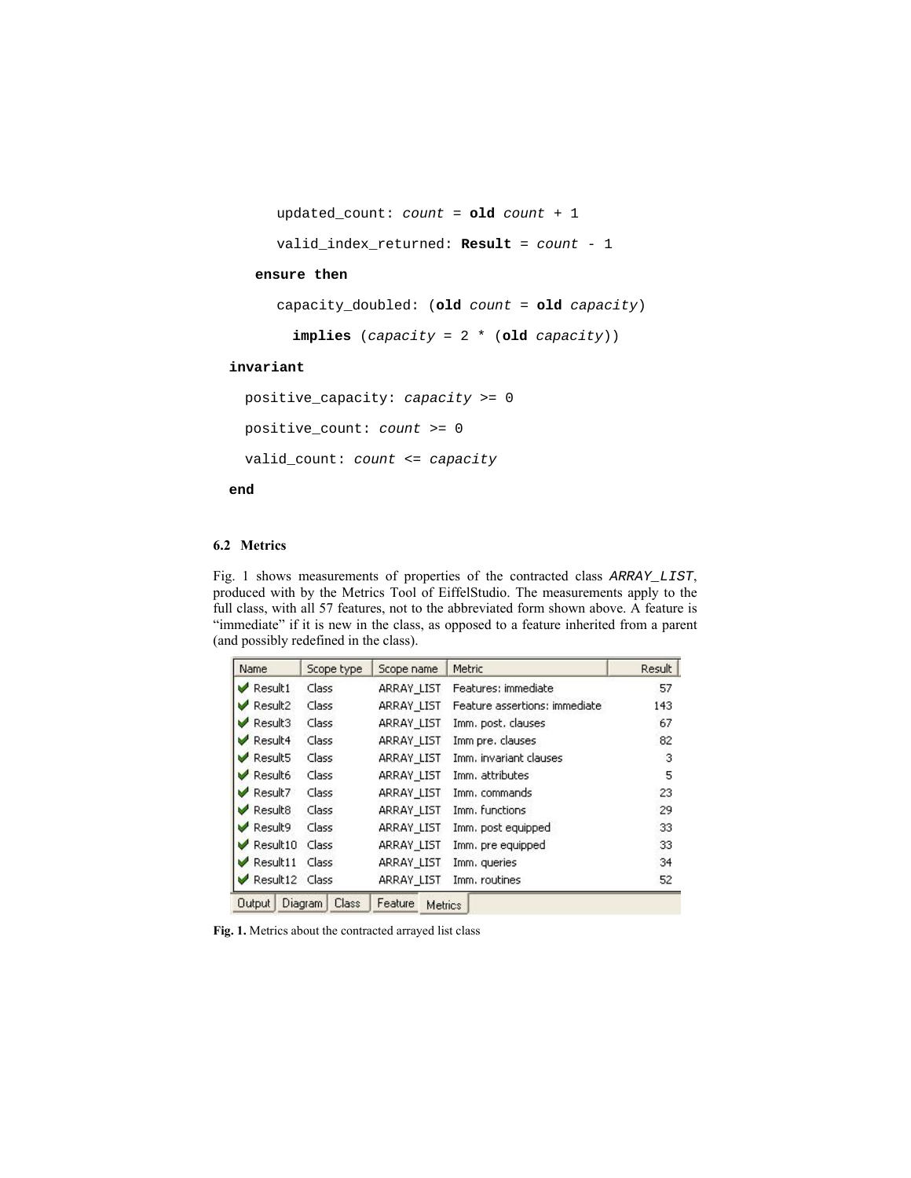```
			updated_count: count = old count + 1
			valid_index_returned: Result = count - 1
		ensure then
			capacity_doubled: (old count = old capacity)
				implies (capacity = 2 * (old capacity))
invariant
	positive_capacity: capacity >= 0
	positive_count: count >= 0
	valid_count: count <= capacity
end
```

### 6.2 Metrics

Fig. 1 shows measurements of properties of the contracted class *ARRAY_LIST*, produced with by the Metrics Tool of EiffelStudio. The measurements apply to the full class, with all 57 features, not to the abbreviated form shown above. A feature is "immediate" if it is new in the class, as opposed to a feature inherited from a parent (and possibly redefined in the class).

| Name | Scope type | Scope name | Metric | Result |
|---|---|---|---|---|
| Result1 | Class | ARRAY_LIST | Features: immediate | 57 |
| Result2 | Class | ARRAY_LIST | Feature assertions: immediate | 143 |
| Result3 | Class | ARRAY_LIST | Imm. post. clauses | 67 |
| Result4 | Class | ARRAY_LIST | Imm pre. clauses | 82 |
| Result5 | Class | ARRAY_LIST | Imm. invariant clauses | 3 |
| Result6 | Class | ARRAY_LIST | Imm. attributes | 5 |
| Result7 | Class | ARRAY_LIST | Imm. commands | 23 |
| Result8 | Class | ARRAY_LIST | Imm. functions | 29 |
| Result9 | Class | ARRAY_LIST | Imm. post equipped | 33 |
| Result10 | Class | ARRAY_LIST | Imm. pre equipped | 33 |
| Result11 | Class | ARRAY_LIST | Imm. queries | 34 |
| Result12 | Class | ARRAY_LIST | Imm. routines | 52 |

Output | Diagram | Class | Feature | Metrics

**Fig. 1.** Metrics about the contracted arrayed list class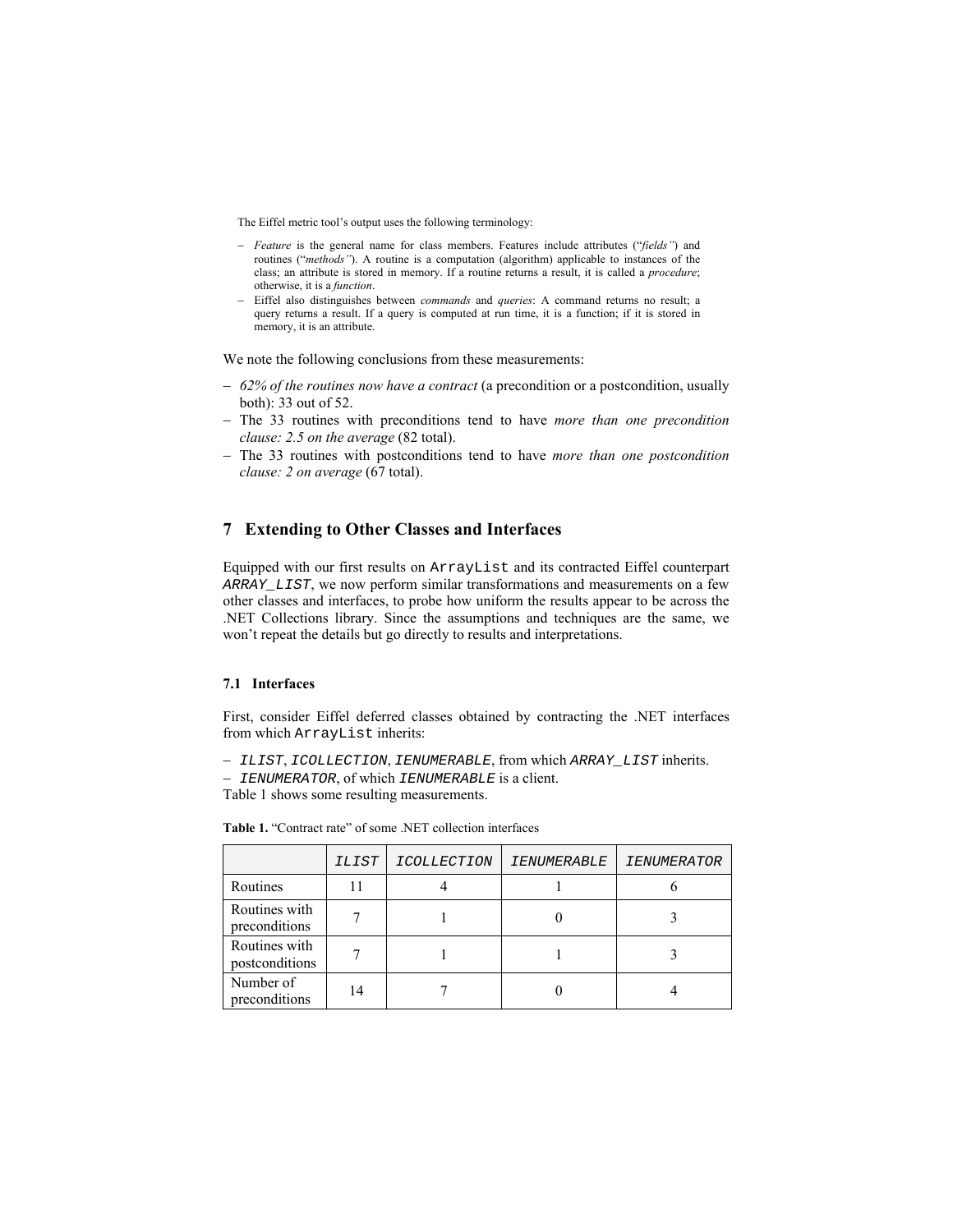The Eiffel metric tool's output uses the following terminology:

- *Feature* is the general name for class members. Features include attributes ("*fields"*) and routines ("*methods"*). A routine is a computation (algorithm) applicable to instances of the class; an attribute is stored in memory. If a routine returns a result, it is called a *procedure*; otherwise, it is a *function*.
- Eiffel also distinguishes between *commands* and *queries*: A command returns no result; a query returns a result. If a query is computed at run time, it is a function; if it is stored in memory, it is an attribute.

We note the following conclusions from these measurements:

- *62% of the routines now have a contract* (a precondition or a postcondition, usually both): 33 out of 52.
- The 33 routines with preconditions tend to have *more than one precondition clause: 2.5 on the average* (82 total).
- The 33 routines with postconditions tend to have *more than one postcondition clause: 2 on average* (67 total).

## 7 Extending to Other Classes and Interfaces

Equipped with our first results on `ArrayList` and its contracted Eiffel counterpart *`ARRAY_LIST`*, we now perform similar transformations and measurements on a few other classes and interfaces, to probe how uniform the results appear to be across the .NET Collections library. Since the assumptions and techniques are the same, we won't repeat the details but go directly to results and interpretations.

### 7.1 Interfaces

First, consider Eiffel deferred classes obtained by contracting the .NET interfaces from which `ArrayList` inherits:

- *`ILIST`*, *`ICOLLECTION`*, *`IENUMERABLE`*, from which *`ARRAY_LIST`* inherits.
- *`IENUMERATOR`*, of which *`IENUMERABLE`* is a client.

Table 1 shows some resulting measurements.

**Table 1.** "Contract rate" of some .NET collection interfaces

| | *ILIST* | *ICOLLECTION* | *IENUMERABLE* | *IENUMERATOR* |
|---|---|---|---|---|
| Routines | 11 | 4 | 1 | 6 |
| Routines with preconditions | 7 | 1 | 0 | 3 |
| Routines with postconditions | 7 | 1 | 1 | 3 |
| Number of preconditions | 14 | 7 | 0 | 4 |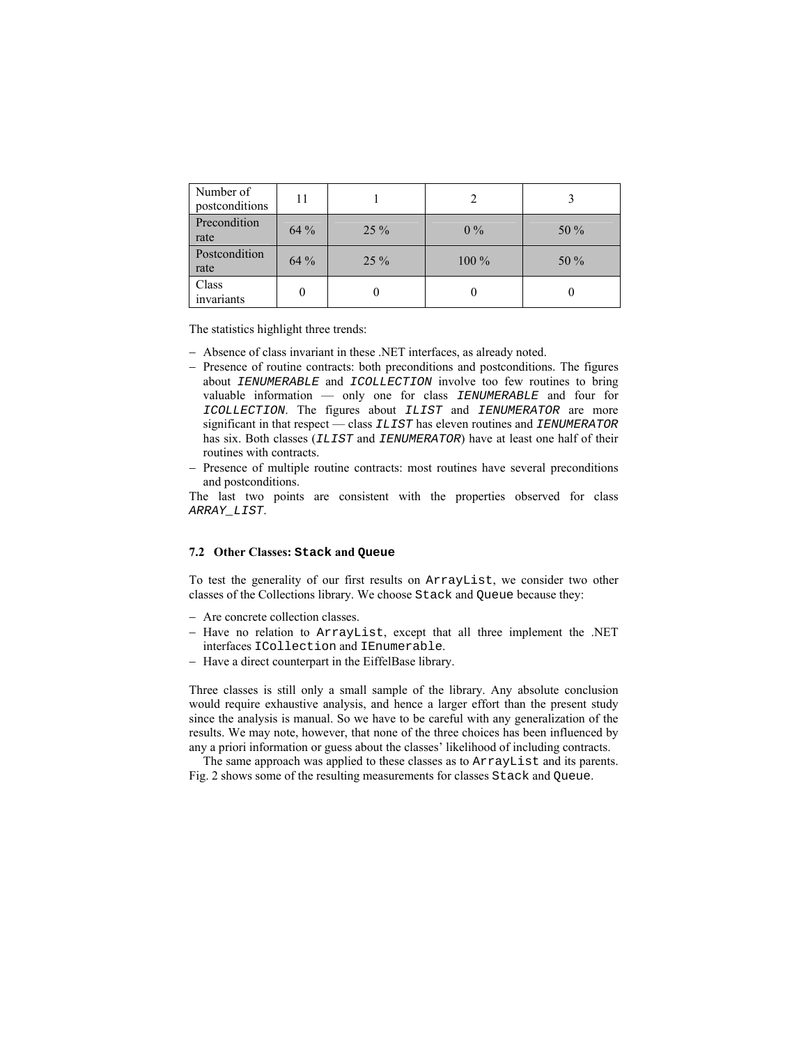| Number of postconditions | 11 | 1 | 2 | 3 |
|---|---|---|---|---|
| Precondition rate | 64 % | 25 % | 0 % | 50 % |
| Postcondition rate | 64 % | 25 % | 100 % | 50 % |
| Class invariants | 0 | 0 | 0 | 0 |

The statistics highlight three trends:

– Absence of class invariant in these .NET interfaces, as already noted.
– Presence of routine contracts: both preconditions and postconditions. The figures about *IENUMERABLE* and *ICOLLECTION* involve too few routines to bring valuable information — only one for class *IENUMERABLE* and four for *ICOLLECTION*. The figures about *ILIST* and *IENUMERATOR* are more significant in that respect — class *ILIST* has eleven routines and *IENUMERATOR* has six. Both classes (*ILIST* and *IENUMERATOR*) have at least one half of their routines with contracts.
– Presence of multiple routine contracts: most routines have several preconditions and postconditions.

The last two points are consistent with the properties observed for class *ARRAY_LIST*.

### 7.2 Other Classes: `Stack` and `Queue`

To test the generality of our first results on `ArrayList`, we consider two other classes of the Collections library. We choose `Stack` and `Queue` because they:

– Are concrete collection classes.
– Have no relation to `ArrayList`, except that all three implement the .NET interfaces `ICollection` and `IEnumerable`.
– Have a direct counterpart in the EiffelBase library.

Three classes is still only a small sample of the library. Any absolute conclusion would require exhaustive analysis, and hence a larger effort than the present study since the analysis is manual. So we have to be careful with any generalization of the results. We may note, however, that none of the three choices has been influenced by any a priori information or guess about the classes' likelihood of including contracts.

The same approach was applied to these classes as to `ArrayList` and its parents. Fig. 2 shows some of the resulting measurements for classes `Stack` and `Queue`.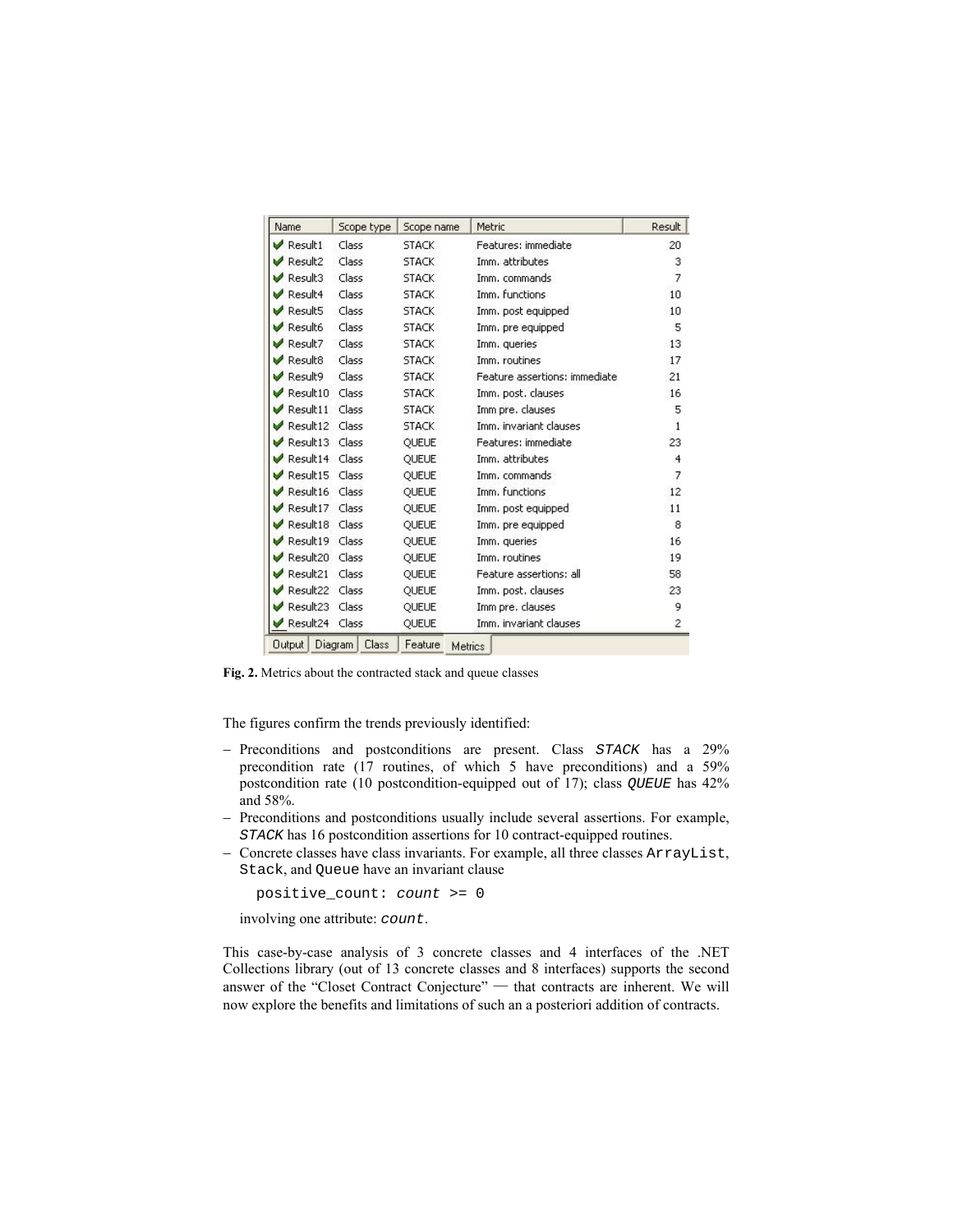| Name | Scope type | Scope name | Metric | Result |
|---|---|---|---|---|
| Result1 | Class | STACK | Features: immediate | 20 |
| Result2 | Class | STACK | Imm. attributes | 3 |
| Result3 | Class | STACK | Imm. commands | 7 |
| Result4 | Class | STACK | Imm. functions | 10 |
| Result5 | Class | STACK | Imm. post equipped | 10 |
| Result6 | Class | STACK | Imm. pre equipped | 5 |
| Result7 | Class | STACK | Imm. queries | 13 |
| Result8 | Class | STACK | Imm. routines | 17 |
| Result9 | Class | STACK | Feature assertions: immediate | 21 |
| Result10 | Class | STACK | Imm. post. clauses | 16 |
| Result11 | Class | STACK | Imm pre. clauses | 5 |
| Result12 | Class | STACK | Imm. invariant clauses | 1 |
| Result13 | Class | QUEUE | Features: immediate | 23 |
| Result14 | Class | QUEUE | Imm. attributes | 4 |
| Result15 | Class | QUEUE | Imm. commands | 7 |
| Result16 | Class | QUEUE | Imm. functions | 12 |
| Result17 | Class | QUEUE | Imm. post equipped | 11 |
| Result18 | Class | QUEUE | Imm. pre equipped | 8 |
| Result19 | Class | QUEUE | Imm. queries | 16 |
| Result20 | Class | QUEUE | Imm. routines | 19 |
| Result21 | Class | QUEUE | Feature assertions: all | 58 |
| Result22 | Class | QUEUE | Imm. post. clauses | 23 |
| Result23 | Class | QUEUE | Imm pre. clauses | 9 |
| Result24 | Class | QUEUE | Imm. invariant clauses | 2 |

**Fig. 2.** Metrics about the contracted stack and queue classes

The figures confirm the trends previously identified:

- Preconditions and postconditions are present. Class *STACK* has a 29% precondition rate (17 routines, of which 5 have preconditions) and a 59% postcondition rate (10 postcondition-equipped out of 17); class *QUEUE* has 42% and 58%.
- Preconditions and postconditions usually include several assertions. For example, *STACK* has 16 postcondition assertions for 10 contract-equipped routines.
- Concrete classes have class invariants. For example, all three classes `ArrayList`, `Stack`, and `Queue` have an invariant clause

```
positive_count: count >= 0
```

  involving one attribute: *count*.

This case-by-case analysis of 3 concrete classes and 4 interfaces of the .NET Collections library (out of 13 concrete classes and 8 interfaces) supports the second answer of the "Closet Contract Conjecture" — that contracts are inherent. We will now explore the benefits and limitations of such an a posteriori addition of contracts.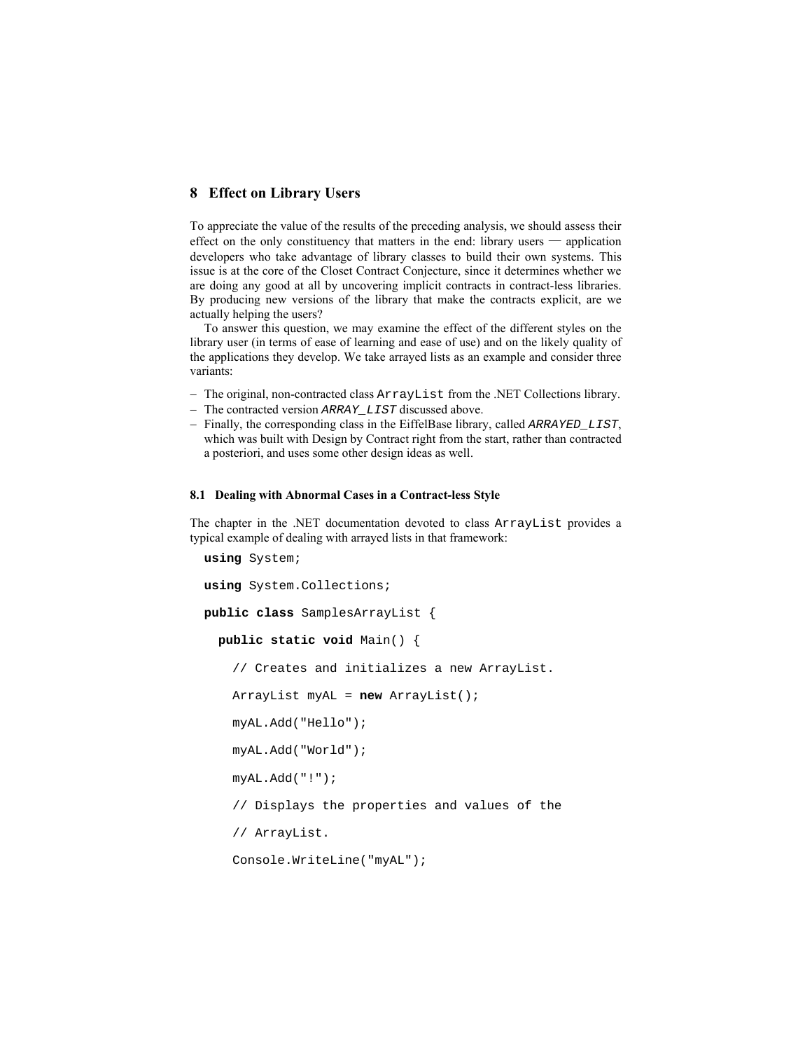## 8 Effect on Library Users

To appreciate the value of the results of the preceding analysis, we should assess their effect on the only constituency that matters in the end: library users — application developers who take advantage of library classes to build their own systems. This issue is at the core of the Closet Contract Conjecture, since it determines whether we are doing any good at all by uncovering implicit contracts in contract-less libraries. By producing new versions of the library that make the contracts explicit, are we actually helping the users?

To answer this question, we may examine the effect of the different styles on the library user (in terms of ease of learning and ease of use) and on the likely quality of the applications they develop. We take arrayed lists as an example and consider three variants:

- The original, non-contracted class `ArrayList` from the .NET Collections library.
- The contracted version *`ARRAY_LIST`* discussed above.
- Finally, the corresponding class in the EiffelBase library, called *`ARRAYED_LIST`*, which was built with Design by Contract right from the start, rather than contracted a posteriori, and uses some other design ideas as well.

### 8.1 Dealing with Abnormal Cases in a Contract-less Style

The chapter in the .NET documentation devoted to class `ArrayList` provides a typical example of dealing with arrayed lists in that framework:

```
using System;
using System.Collections;
public class SamplesArrayList {
  public static void Main() {
    // Creates and initializes a new ArrayList.
    ArrayList myAL = new ArrayList();
    myAL.Add("Hello");
    myAL.Add("World");
    myAL.Add("!");
    // Displays the properties and values of the
    // ArrayList.
    Console.WriteLine("myAL");
```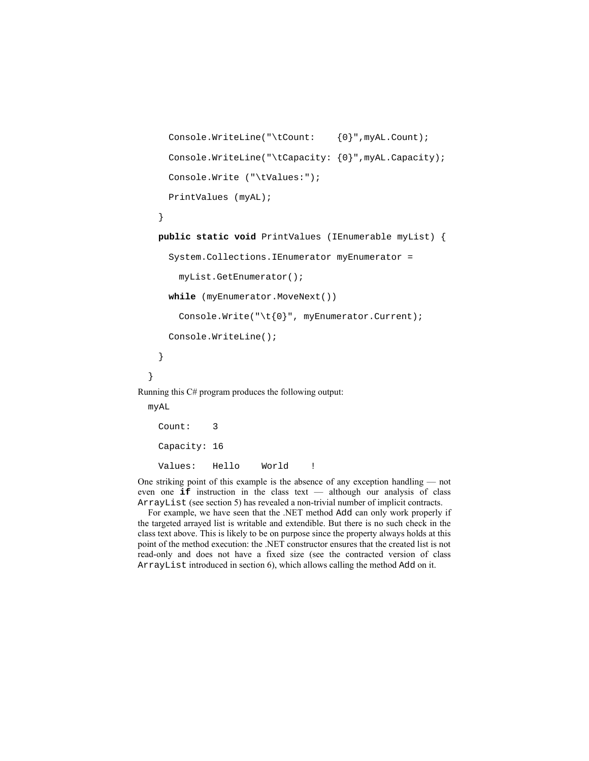```
    Console.WriteLine("\tCount:    {0}",myAL.Count);
    Console.WriteLine("\tCapacity: {0}",myAL.Capacity);
    Console.Write ("\tValues:");
    PrintValues (myAL);
  }
  public static void PrintValues (IEnumerable myList) {
    System.Collections.IEnumerator myEnumerator =
      myList.GetEnumerator();
    while (myEnumerator.MoveNext())
      Console.Write("\t{0}", myEnumerator.Current);
    Console.WriteLine();
  }
}
```

Running this C# program produces the following output:

```
myAL
  Count:    3
  Capacity: 16
  Values:   Hello    World    !
```

One striking point of this example is the absence of any exception handling — not even one **if** instruction in the class text — although our analysis of class `ArrayList` (see section 5) has revealed a non-trivial number of implicit contracts.

For example, we have seen that the .NET method `Add` can only work properly if the targeted arrayed list is writable and extendible. But there is no such check in the class text above. This is likely to be on purpose since the property always holds at this point of the method execution: the .NET constructor ensures that the created list is not read-only and does not have a fixed size (see the contracted version of class `ArrayList` introduced in section 6), which allows calling the method `Add` on it.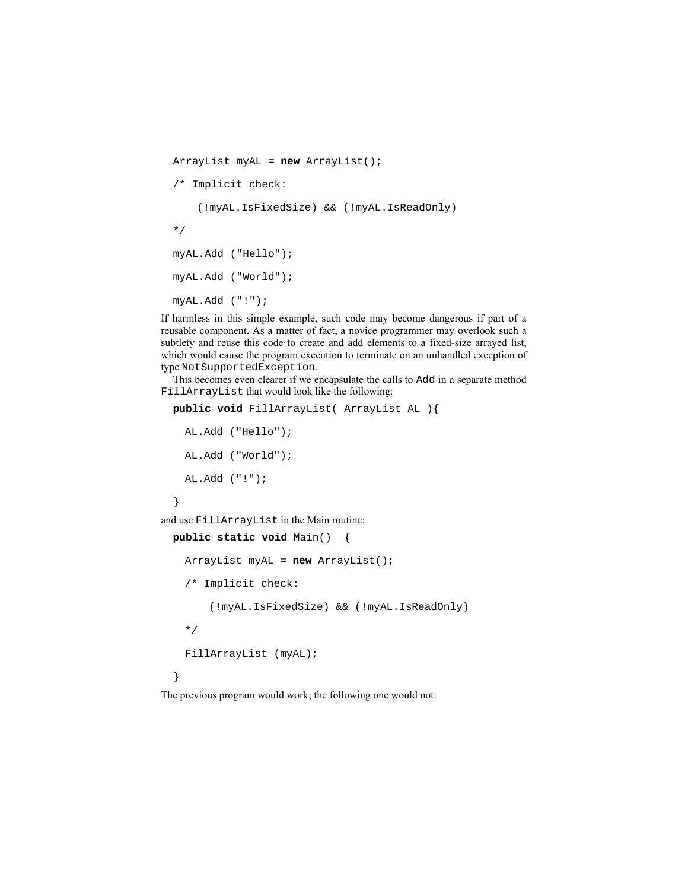```
ArrayList myAL = new ArrayList();

/* Implicit check:

    (!myAL.IsFixedSize) && (!myAL.IsReadOnly)

*/

myAL.Add ("Hello");

myAL.Add ("World");

myAL.Add ("!");
```

If harmless in this simple example, such code may become dangerous if part of a reusable component. As a matter of fact, a novice programmer may overlook such a subtlety and reuse this code to create and add elements to a fixed-size arrayed list, which would cause the program execution to terminate on an unhandled exception of type `NotSupportedException`.

This becomes even clearer if we encapsulate the calls to `Add` in a separate method `FillArrayList` that would look like the following:

```
public void FillArrayList( ArrayList AL ){

  AL.Add ("Hello");

  AL.Add ("World");

  AL.Add ("!");

}
```

and use `FillArrayList` in the Main routine:

```
public static void Main()  {

  ArrayList myAL = new ArrayList();

  /* Implicit check:

      (!myAL.IsFixedSize) && (!myAL.IsReadOnly)

  */

  FillArrayList (myAL);

}
```

The previous program would work; the following one would not: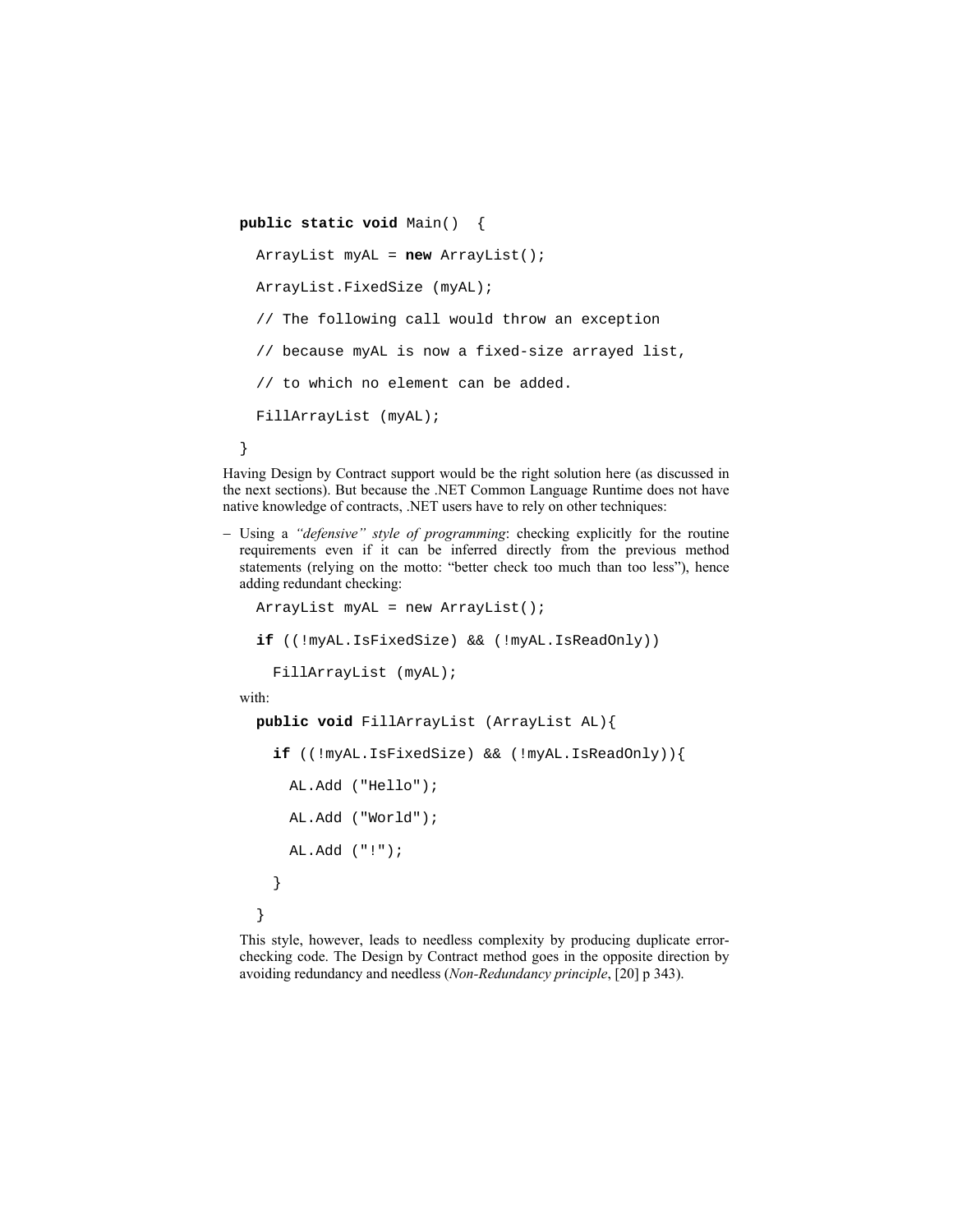```
public static void Main()  {
  ArrayList myAL = new ArrayList();
  ArrayList.FixedSize (myAL);
  // The following call would throw an exception
  // because myAL is now a fixed-size arrayed list,
  // to which no element can be added.
  FillArrayList (myAL);
}
```

Having Design by Contract support would be the right solution here (as discussed in the next sections). But because the .NET Common Language Runtime does not have native knowledge of contracts, .NET users have to rely on other techniques:

– Using a *"defensive" style of programming*: checking explicitly for the routine requirements even if it can be inferred directly from the previous method statements (relying on the motto: "better check too much than too less"), hence adding redundant checking:

  ```
  ArrayList myAL = new ArrayList();
  if ((!myAL.IsFixedSize) && (!myAL.IsReadOnly))
    FillArrayList (myAL);
  ```

  with:

  ```
  public void FillArrayList (ArrayList AL){
    if ((!myAL.IsFixedSize) && (!myAL.IsReadOnly)){
      AL.Add ("Hello");
      AL.Add ("World");
      AL.Add ("!");
    }
  }
  ```

  This style, however, leads to needless complexity by producing duplicate error-checking code. The Design by Contract method goes in the opposite direction by avoiding redundancy and needless (*Non-Redundancy principle*, [20] p 343).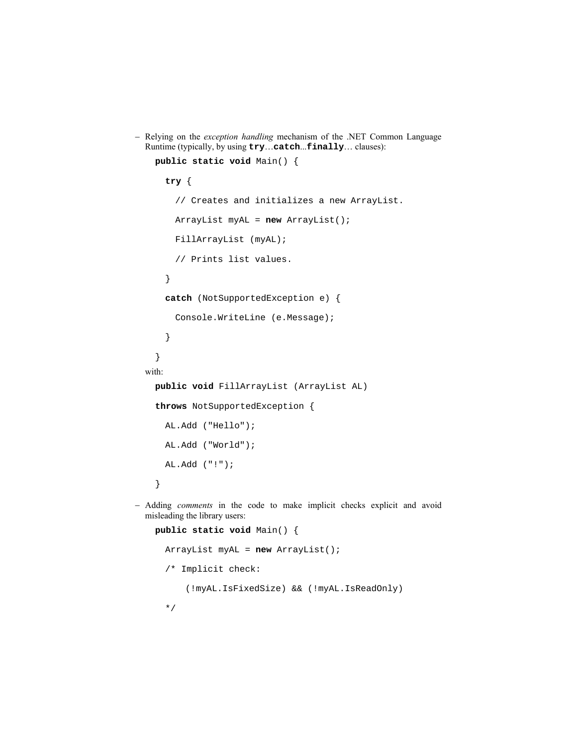– Relying on the *exception handling* mechanism of the .NET Common Language Runtime (typically, by using **try**…**catch**...**finally**… clauses):

```
public static void Main() {

  try {

    // Creates and initializes a new ArrayList.

    ArrayList myAL = new ArrayList();

    FillArrayList (myAL);

    // Prints list values.

  }

  catch (NotSupportedException e) {

    Console.WriteLine (e.Message);

  }

}
```

with:

```
public void FillArrayList (ArrayList AL)

throws NotSupportedException {

  AL.Add ("Hello");

  AL.Add ("World");

  AL.Add ("!");

}
```

– Adding *comments* in the code to make implicit checks explicit and avoid misleading the library users:

```
public static void Main() {

  ArrayList myAL = new ArrayList();

  /* Implicit check:

      (!myAL.IsFixedSize) && (!myAL.IsReadOnly)

  */
```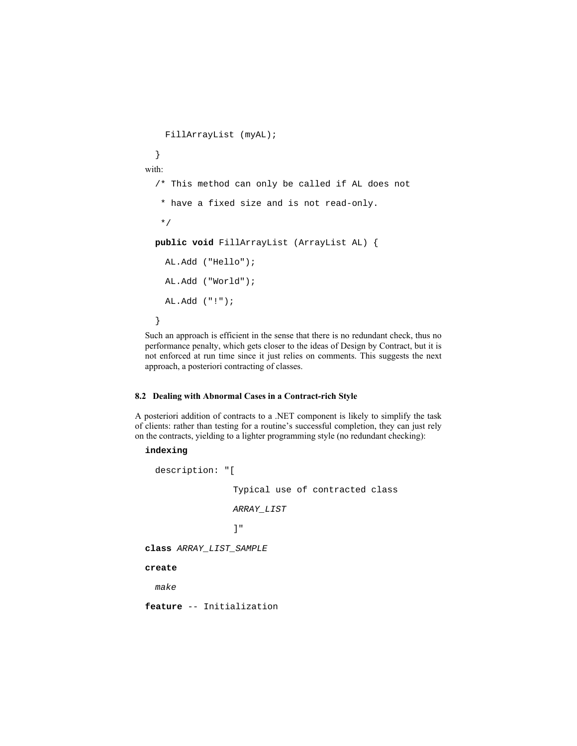```
    FillArrayList (myAL);
  }
```

with:

```
  /* This method can only be called if AL does not
   * have a fixed size and is not read-only.
   */
  public void FillArrayList (ArrayList AL) {
    AL.Add ("Hello");
    AL.Add ("World");
    AL.Add ("!");
  }
```

Such an approach is efficient in the sense that there is no redundant check, thus no performance penalty, which gets closer to the ideas of Design by Contract, but it is not enforced at run time since it just relies on comments. This suggests the next approach, a posteriori contracting of classes.

### 8.2 Dealing with Abnormal Cases in a Contract-rich Style

A posteriori addition of contracts to a .NET component is likely to simplify the task of clients: rather than testing for a routine's successful completion, they can just rely on the contracts, yielding to a lighter programming style (no redundant checking):

```
indexing
  description: "[
                Typical use of contracted class
                ARRAY_LIST
                ]"
class ARRAY_LIST_SAMPLE
create
  make
feature -- Initialization
```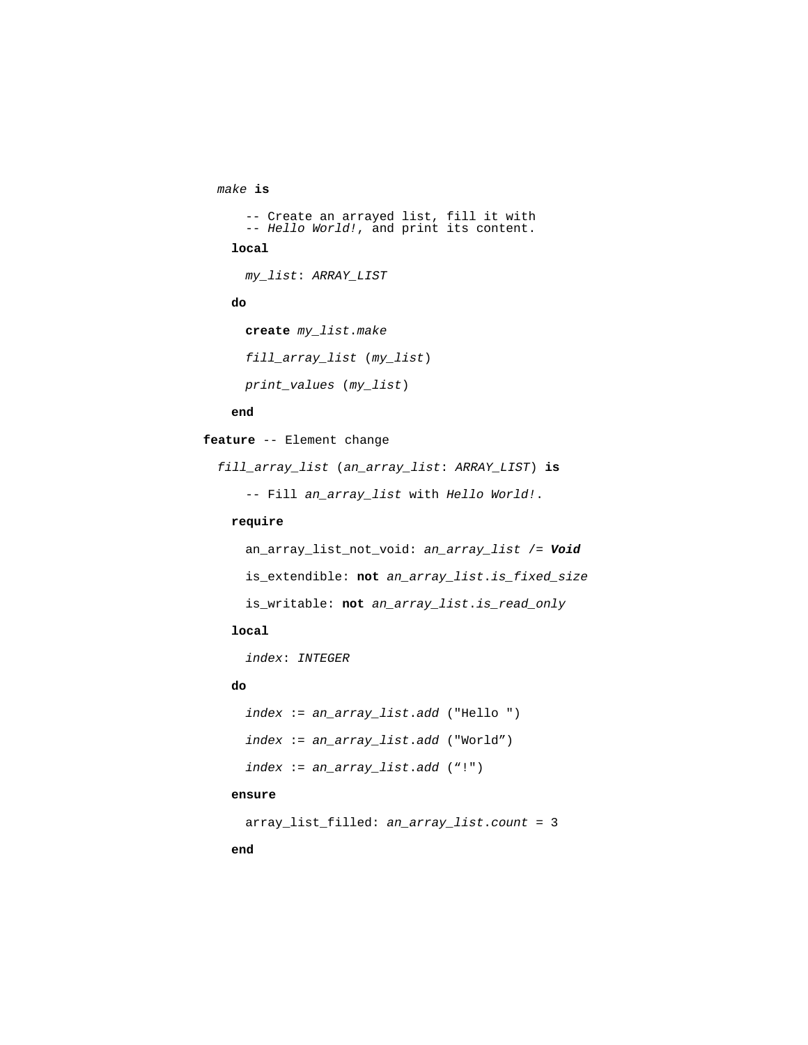```
  make is

      -- Create an arrayed list, fill it with
      -- Hello World!, and print its content.
    local

      my_list: ARRAY_LIST

    do

      create my_list.make

      fill_array_list (my_list)

      print_values (my_list)

    end

feature -- Element change

  fill_array_list (an_array_list: ARRAY_LIST) is

      -- Fill an_array_list with Hello World!.

    require

      an_array_list_not_void: an_array_list /= Void

      is_extendible: not an_array_list.is_fixed_size

      is_writable: not an_array_list.is_read_only

    local

      index: INTEGER

    do

      index := an_array_list.add ("Hello ")

      index := an_array_list.add ("World")

      index := an_array_list.add ("!")

    ensure

      array_list_filled: an_array_list.count = 3

    end
```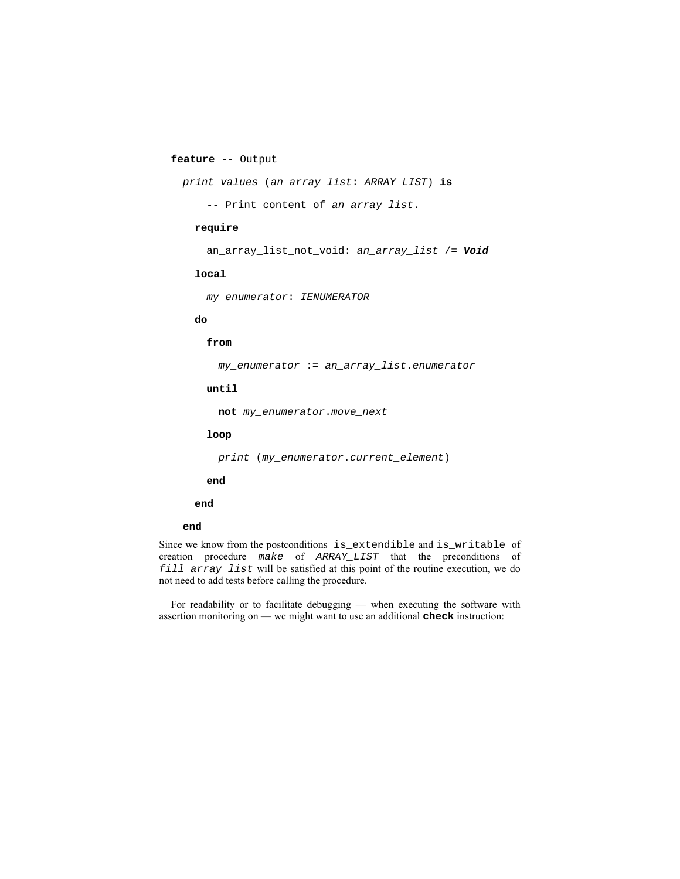```
feature -- Output

  print_values (an_array_list: ARRAY_LIST) is

      -- Print content of an_array_list.

    require

      an_array_list_not_void: an_array_list /= Void

    local

      my_enumerator: IENUMERATOR

    do

      from

        my_enumerator := an_array_list.enumerator

      until

        not my_enumerator.move_next

      loop

        print (my_enumerator.current_element)

      end

    end

  end
```

Since we know from the postconditions `is_extendible` and `is_writable` of creation procedure *make* of *ARRAY_LIST* that the preconditions of *fill_array_list* will be satisfied at this point of the routine execution, we do not need to add tests before calling the procedure.

For readability or to facilitate debugging — when executing the software with assertion monitoring on — we might want to use an additional **check** instruction: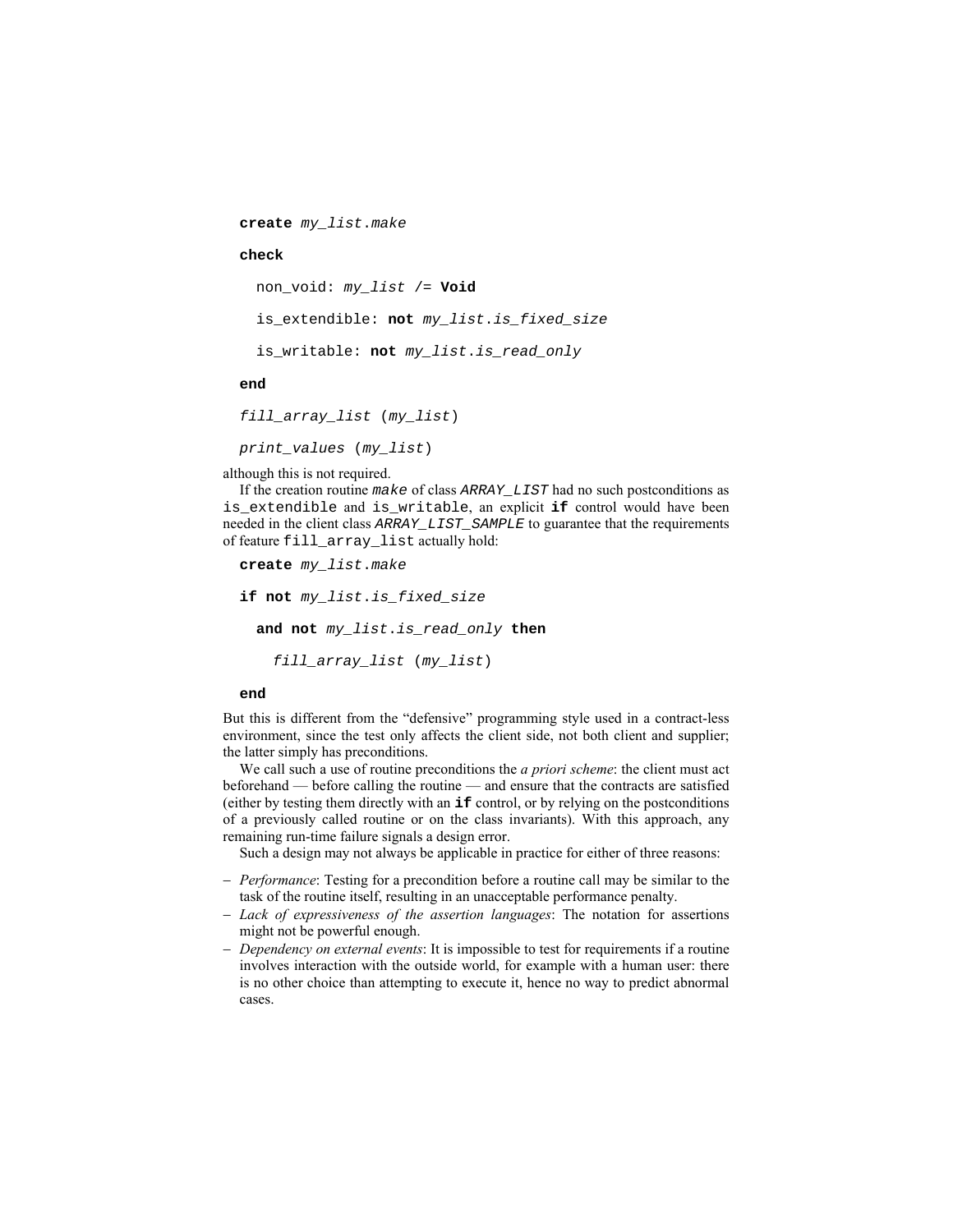```
create my_list.make

check

  non_void: my_list /= Void

  is_extendible: not my_list.is_fixed_size

  is_writable: not my_list.is_read_only

end

fill_array_list (my_list)

print_values (my_list)
```

although this is not required.

If the creation routine `make` of class *ARRAY_LIST* had no such postconditions as `is_extendible` and `is_writable`, an explicit **`if`** control would have been needed in the client class *ARRAY_LIST_SAMPLE* to guarantee that the requirements of feature `fill_array_list` actually hold:

```
create my_list.make

if not my_list.is_fixed_size

  and not my_list.is_read_only then

    fill_array_list (my_list)

end
```

But this is different from the "defensive" programming style used in a contract-less environment, since the test only affects the client side, not both client and supplier; the latter simply has preconditions.

We call such a use of routine preconditions the *a priori scheme*: the client must act beforehand — before calling the routine — and ensure that the contracts are satisfied (either by testing them directly with an **`if`** control, or by relying on the postconditions of a previously called routine or on the class invariants). With this approach, any remaining run-time failure signals a design error.

Such a design may not always be applicable in practice for either of three reasons:

- *Performance*: Testing for a precondition before a routine call may be similar to the task of the routine itself, resulting in an unacceptable performance penalty.
- *Lack of expressiveness of the assertion languages*: The notation for assertions might not be powerful enough.
- *Dependency on external events*: It is impossible to test for requirements if a routine involves interaction with the outside world, for example with a human user: there is no other choice than attempting to execute it, hence no way to predict abnormal cases.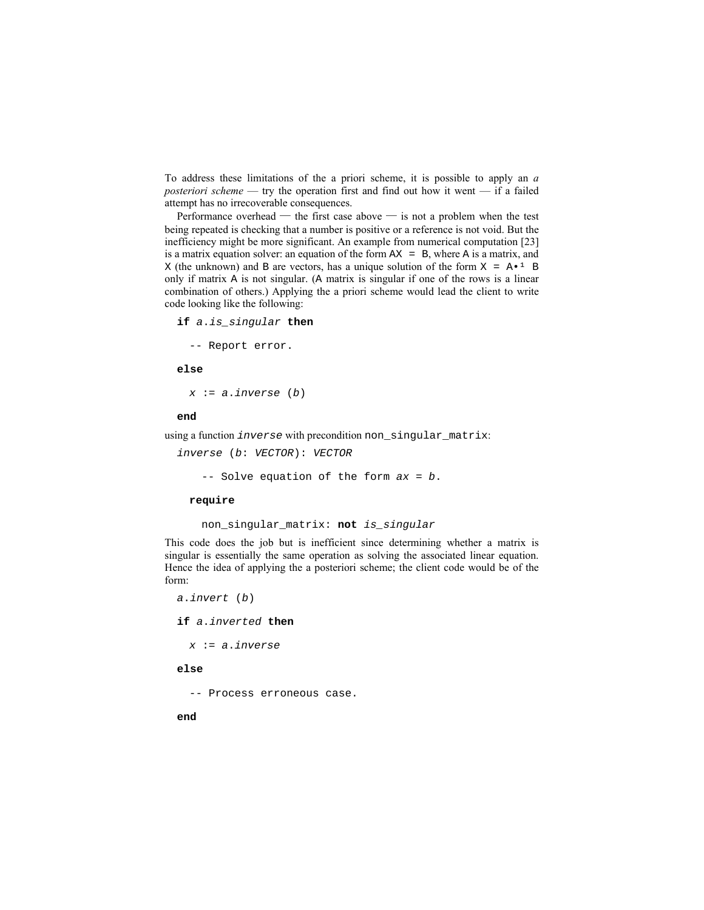To address these limitations of the a priori scheme, it is possible to apply an *a posteriori scheme* — try the operation first and find out how it went — if a failed attempt has no irrecoverable consequences.

Performance overhead — the first case above — is not a problem when the test being repeated is checking that a number is positive or a reference is not void. But the inefficiency might be more significant. An example from numerical computation [23] is a matrix equation solver: an equation of the form $AX = B$, where A is a matrix, and X (the unknown) and B are vectors, has a unique solution of the form $X = A^{-1} B$ only if matrix A is not singular. (A matrix is singular if one of the rows is a linear combination of others.) Applying the a priori scheme would lead the client to write code looking like the following:

```
if a.is_singular then
  -- Report error.
else
  x := a.inverse (b)
end
```

using a function *inverse* with precondition non_singular_matrix:

```
inverse (b: VECTOR): VECTOR
    -- Solve equation of the form ax = b.
  require
    non_singular_matrix: not is_singular
```

This code does the job but is inefficient since determining whether a matrix is singular is essentially the same operation as solving the associated linear equation. Hence the idea of applying the a posteriori scheme; the client code would be of the form:

```
a.invert (b)
if a.inverted then
  x := a.inverse
else
  -- Process erroneous case.
end
```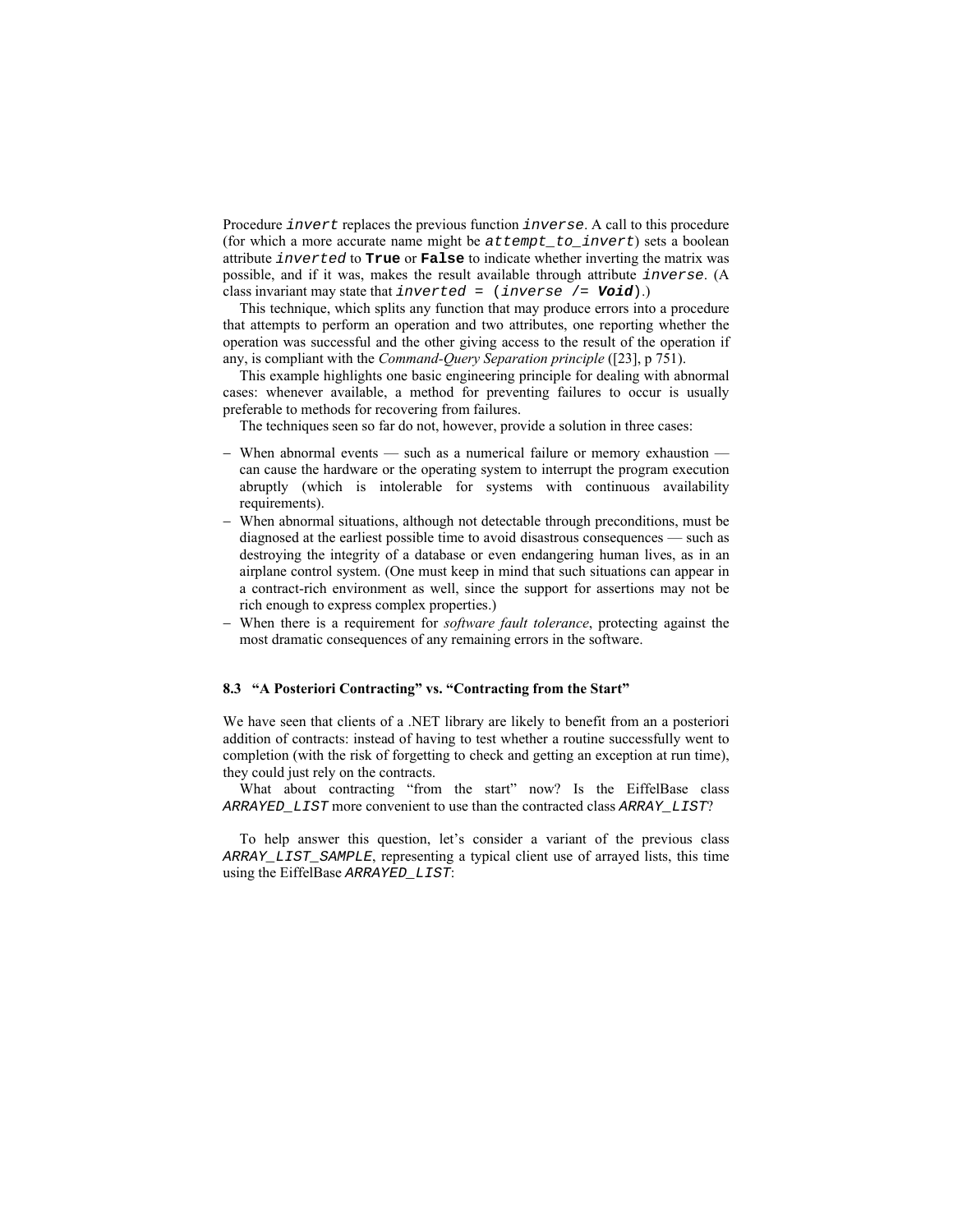Procedure `invert` replaces the previous function `inverse`. A call to this procedure (for which a more accurate name might be `attempt_to_invert`) sets a boolean attribute `inverted` to **`True`** or **`False`** to indicate whether inverting the matrix was possible, and if it was, makes the result available through attribute `inverse`. (A class invariant may state that `inverted = (inverse /= Void)`.)

This technique, which splits any function that may produce errors into a procedure that attempts to perform an operation and two attributes, one reporting whether the operation was successful and the other giving access to the result of the operation if any, is compliant with the *Command-Query Separation principle* ([23], p 751).

This example highlights one basic engineering principle for dealing with abnormal cases: whenever available, a method for preventing failures to occur is usually preferable to methods for recovering from failures.

The techniques seen so far do not, however, provide a solution in three cases:

- When abnormal events — such as a numerical failure or memory exhaustion — can cause the hardware or the operating system to interrupt the program execution abruptly (which is intolerable for systems with continuous availability requirements).
- When abnormal situations, although not detectable through preconditions, must be diagnosed at the earliest possible time to avoid disastrous consequences — such as destroying the integrity of a database or even endangering human lives, as in an airplane control system. (One must keep in mind that such situations can appear in a contract-rich environment as well, since the support for assertions may not be rich enough to express complex properties.)
- When there is a requirement for *software fault tolerance*, protecting against the most dramatic consequences of any remaining errors in the software.

### 8.3 "A Posteriori Contracting" vs. "Contracting from the Start"

We have seen that clients of a .NET library are likely to benefit from an a posteriori addition of contracts: instead of having to test whether a routine successfully went to completion (with the risk of forgetting to check and getting an exception at run time), they could just rely on the contracts.

What about contracting "from the start" now? Is the EiffelBase class *ARRAYED_LIST* more convenient to use than the contracted class *ARRAY_LIST*?

To help answer this question, let's consider a variant of the previous class *ARRAY_LIST_SAMPLE*, representing a typical client use of arrayed lists, this time using the EiffelBase *ARRAYED_LIST*: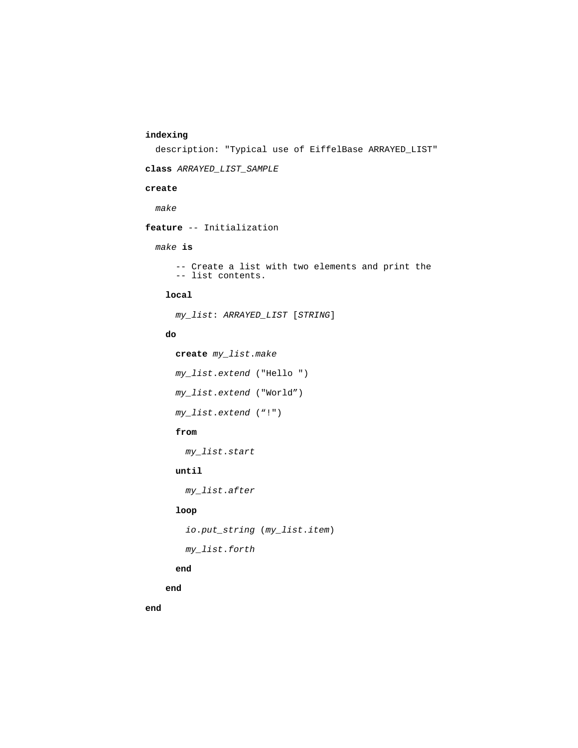```
indexing
  description: "Typical use of EiffelBase ARRAYED_LIST"

class ARRAYED_LIST_SAMPLE

create

  make

feature -- Initialization

  make is

      -- Create a list with two elements and print the
      -- list contents.

    local

      my_list: ARRAYED_LIST [STRING]

    do

      create my_list.make

      my_list.extend ("Hello ")

      my_list.extend ("World”)

      my_list.extend (“!")

      from

        my_list.start

      until

        my_list.after

      loop

        io.put_string (my_list.item)

        my_list.forth

      end

    end

end
```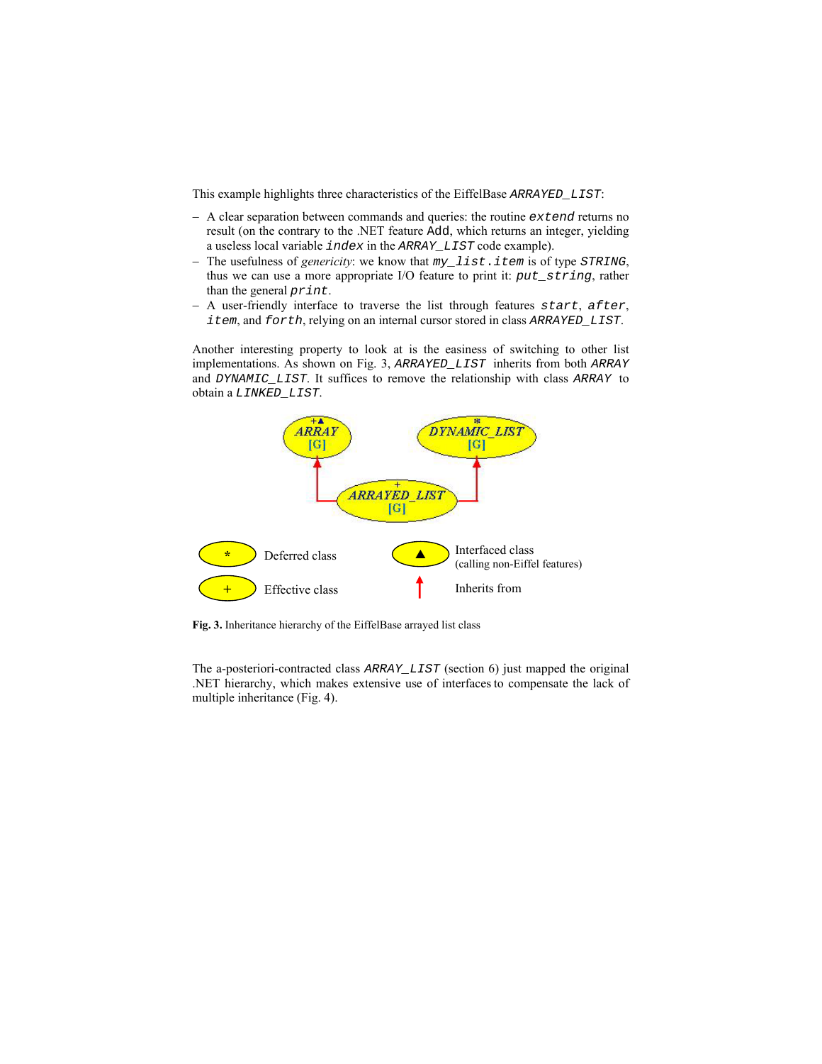This example highlights three characteristics of the EiffelBase *ARRAYED_LIST*:

– A clear separation between commands and queries: the routine `extend` returns no result (on the contrary to the .NET feature `Add`, which returns an integer, yielding a useless local variable `index` in the *ARRAY_LIST* code example).
– The usefulness of *genericity*: we know that `my_list.item` is of type *STRING*, thus we can use a more appropriate I/O feature to print it: `put_string`, rather than the general `print`.
– A user-friendly interface to traverse the list through features `start`, `after`, `item`, and `forth`, relying on an internal cursor stored in class *ARRAYED_LIST*.

Another interesting property to look at is the easiness of switching to other list implementations. As shown on Fig. 3, *ARRAYED_LIST* inherits from both *ARRAY* and *DYNAMIC_LIST*. It suffices to remove the relationship with class *ARRAY* to obtain a *LINKED_LIST*.

**Fig. 3.** Inheritance hierarchy of the EiffelBase arrayed list class

The a-posteriori-contracted class *ARRAY_LIST* (section 6) just mapped the original .NET hierarchy, which makes extensive use of interfaces to compensate the lack of multiple inheritance (Fig. 4).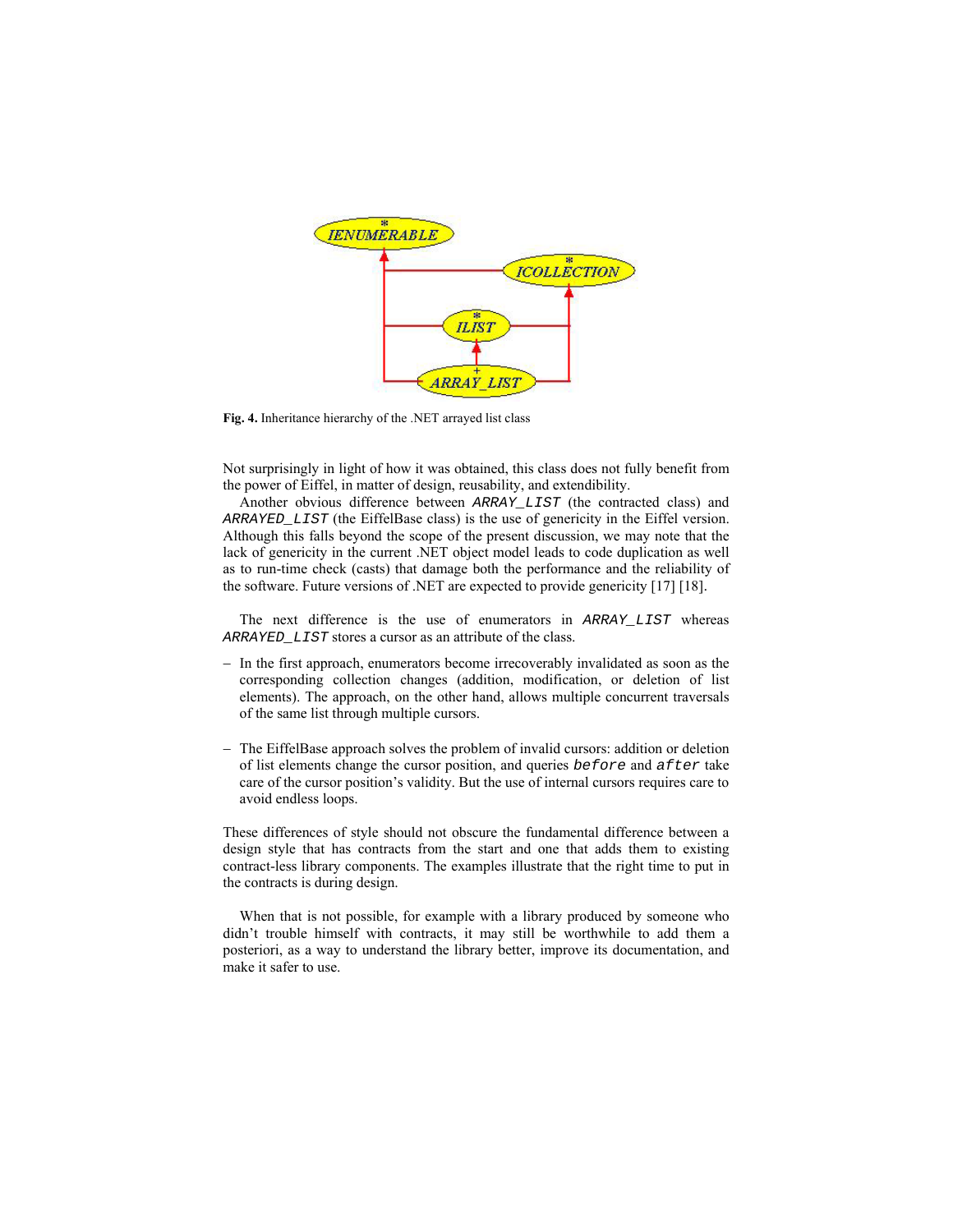**Fig. 4.** Inheritance hierarchy of the .NET arrayed list class

Not surprisingly in light of how it was obtained, this class does not fully benefit from the power of Eiffel, in matter of design, reusability, and extendibility.

Another obvious difference between *ARRAY_LIST* (the contracted class) and *ARRAYED_LIST* (the EiffelBase class) is the use of genericity in the Eiffel version. Although this falls beyond the scope of the present discussion, we may note that the lack of genericity in the current .NET object model leads to code duplication as well as to run-time check (casts) that damage both the performance and the reliability of the software. Future versions of .NET are expected to provide genericity [17] [18].

The next difference is the use of enumerators in *ARRAY_LIST* whereas *ARRAYED_LIST* stores a cursor as an attribute of the class.

- In the first approach, enumerators become irrecoverably invalidated as soon as the corresponding collection changes (addition, modification, or deletion of list elements). The approach, on the other hand, allows multiple concurrent traversals of the same list through multiple cursors.

- The EiffelBase approach solves the problem of invalid cursors: addition or deletion of list elements change the cursor position, and queries *before* and *after* take care of the cursor position's validity. But the use of internal cursors requires care to avoid endless loops.

These differences of style should not obscure the fundamental difference between a design style that has contracts from the start and one that adds them to existing contract-less library components. The examples illustrate that the right time to put in the contracts is during design.

When that is not possible, for example with a library produced by someone who didn't trouble himself with contracts, it may still be worthwhile to add them a posteriori, as a way to understand the library better, improve its documentation, and make it safer to use.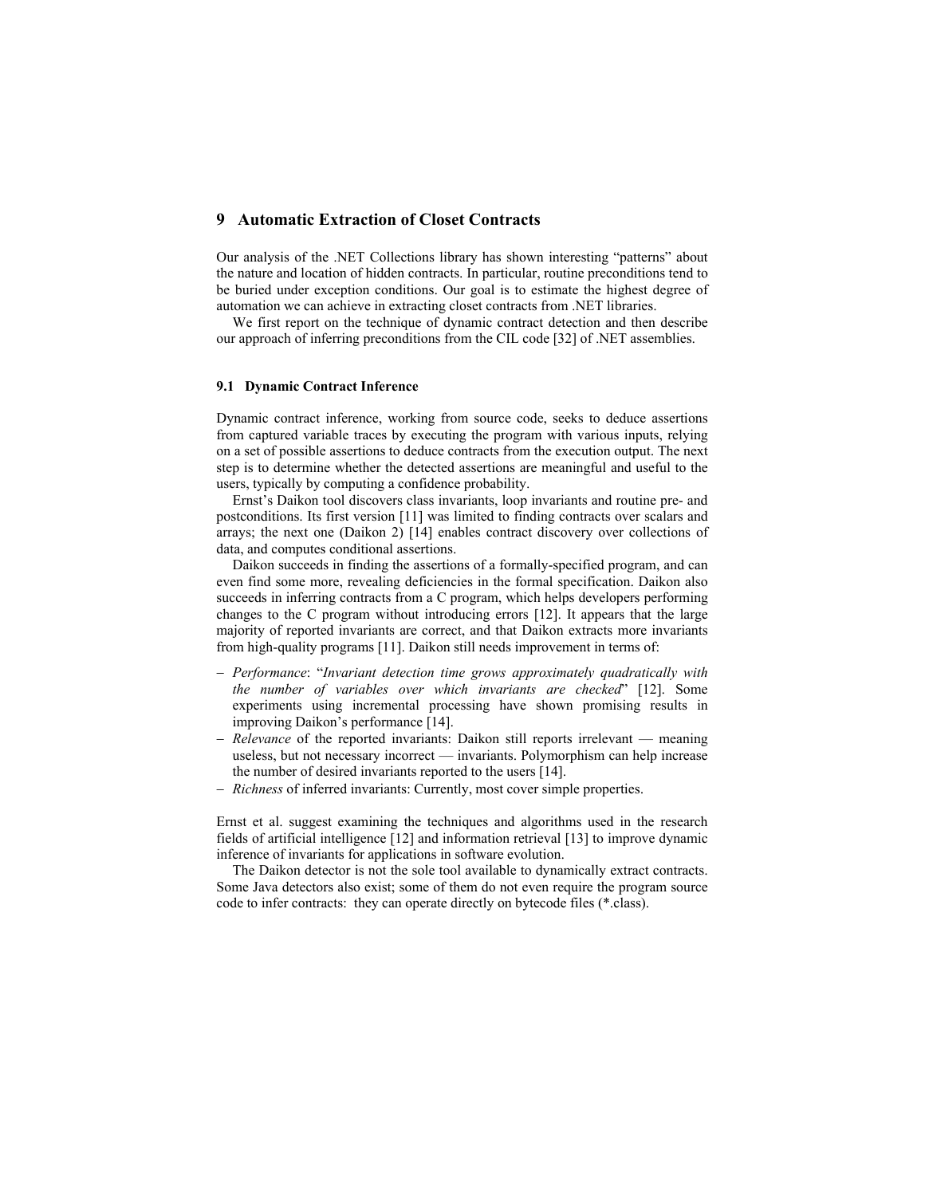## 9 Automatic Extraction of Closet Contracts

Our analysis of the .NET Collections library has shown interesting "patterns" about the nature and location of hidden contracts. In particular, routine preconditions tend to be buried under exception conditions. Our goal is to estimate the highest degree of automation we can achieve in extracting closet contracts from .NET libraries.

We first report on the technique of dynamic contract detection and then describe our approach of inferring preconditions from the CIL code [32] of .NET assemblies.

### 9.1 Dynamic Contract Inference

Dynamic contract inference, working from source code, seeks to deduce assertions from captured variable traces by executing the program with various inputs, relying on a set of possible assertions to deduce contracts from the execution output. The next step is to determine whether the detected assertions are meaningful and useful to the users, typically by computing a confidence probability.

Ernst's Daikon tool discovers class invariants, loop invariants and routine pre- and postconditions. Its first version [11] was limited to finding contracts over scalars and arrays; the next one (Daikon 2) [14] enables contract discovery over collections of data, and computes conditional assertions.

Daikon succeeds in finding the assertions of a formally-specified program, and can even find some more, revealing deficiencies in the formal specification. Daikon also succeeds in inferring contracts from a C program, which helps developers performing changes to the C program without introducing errors [12]. It appears that the large majority of reported invariants are correct, and that Daikon extracts more invariants from high-quality programs [11]. Daikon still needs improvement in terms of:

- *Performance*: "*Invariant detection time grows approximately quadratically with the number of variables over which invariants are checked*" [12]. Some experiments using incremental processing have shown promising results in improving Daikon's performance [14].
- *Relevance* of the reported invariants: Daikon still reports irrelevant — meaning useless, but not necessary incorrect — invariants. Polymorphism can help increase the number of desired invariants reported to the users [14].
- *Richness* of inferred invariants: Currently, most cover simple properties.

Ernst et al. suggest examining the techniques and algorithms used in the research fields of artificial intelligence [12] and information retrieval [13] to improve dynamic inference of invariants for applications in software evolution.

The Daikon detector is not the sole tool available to dynamically extract contracts. Some Java detectors also exist; some of them do not even require the program source code to infer contracts: they can operate directly on bytecode files (*.class).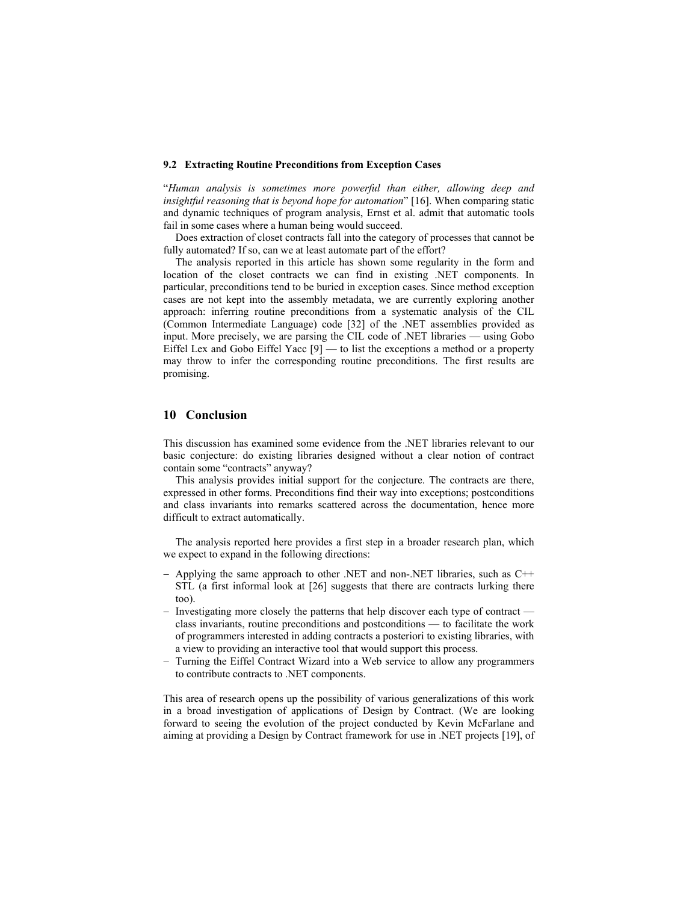### 9.2 Extracting Routine Preconditions from Exception Cases

"*Human analysis is sometimes more powerful than either, allowing deep and insightful reasoning that is beyond hope for automation*" [16]. When comparing static and dynamic techniques of program analysis, Ernst et al. admit that automatic tools fail in some cases where a human being would succeed.

Does extraction of closet contracts fall into the category of processes that cannot be fully automated? If so, can we at least automate part of the effort?

The analysis reported in this article has shown some regularity in the form and location of the closet contracts we can find in existing .NET components. In particular, preconditions tend to be buried in exception cases. Since method exception cases are not kept into the assembly metadata, we are currently exploring another approach: inferring routine preconditions from a systematic analysis of the CIL (Common Intermediate Language) code [32] of the .NET assemblies provided as input. More precisely, we are parsing the CIL code of .NET libraries — using Gobo Eiffel Lex and Gobo Eiffel Yacc [9] — to list the exceptions a method or a property may throw to infer the corresponding routine preconditions. The first results are promising.

## 10 Conclusion

This discussion has examined some evidence from the .NET libraries relevant to our basic conjecture: do existing libraries designed without a clear notion of contract contain some "contracts" anyway?

This analysis provides initial support for the conjecture. The contracts are there, expressed in other forms. Preconditions find their way into exceptions; postconditions and class invariants into remarks scattered across the documentation, hence more difficult to extract automatically.

The analysis reported here provides a first step in a broader research plan, which we expect to expand in the following directions:

- Applying the same approach to other .NET and non-.NET libraries, such as C++ STL (a first informal look at [26] suggests that there are contracts lurking there too).
- Investigating more closely the patterns that help discover each type of contract — class invariants, routine preconditions and postconditions — to facilitate the work of programmers interested in adding contracts a posteriori to existing libraries, with a view to providing an interactive tool that would support this process.
- Turning the Eiffel Contract Wizard into a Web service to allow any programmers to contribute contracts to .NET components.

This area of research opens up the possibility of various generalizations of this work in a broad investigation of applications of Design by Contract. (We are looking forward to seeing the evolution of the project conducted by Kevin McFarlane and aiming at providing a Design by Contract framework for use in .NET projects [19], of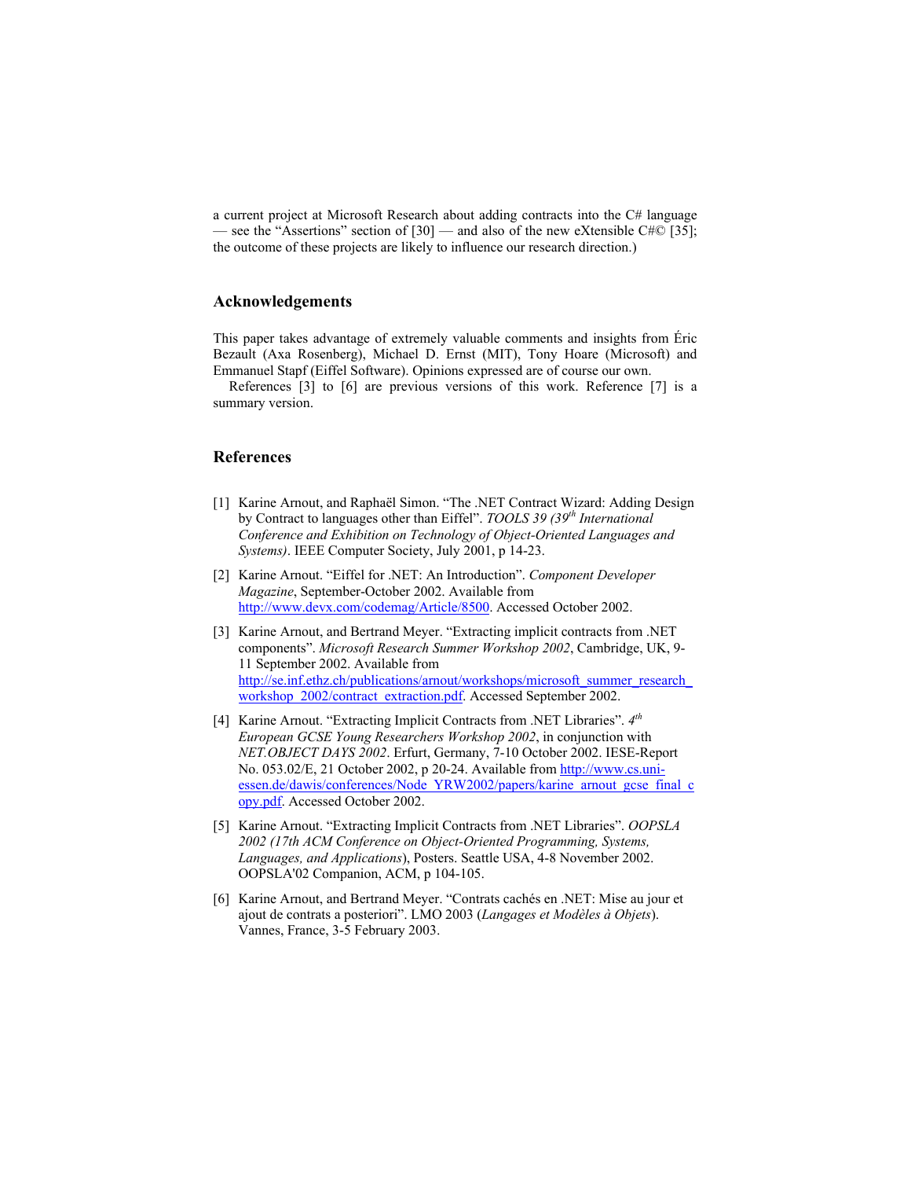a current project at Microsoft Research about adding contracts into the C# language — see the "Assertions" section of [30] — and also of the new eXtensible C#© [35]; the outcome of these projects are likely to influence our research direction.)

## Acknowledgements

This paper takes advantage of extremely valuable comments and insights from Éric Bezault (Axa Rosenberg), Michael D. Ernst (MIT), Tony Hoare (Microsoft) and Emmanuel Stapf (Eiffel Software). Opinions expressed are of course our own.

References [3] to [6] are previous versions of this work. Reference [7] is a summary version.

## References

[1] Karine Arnout, and Raphaël Simon. "The .NET Contract Wizard: Adding Design by Contract to languages other than Eiffel". *TOOLS 39 (39th International Conference and Exhibition on Technology of Object-Oriented Languages and Systems)*. IEEE Computer Society, July 2001, p 14-23.

[2] Karine Arnout. "Eiffel for .NET: An Introduction". *Component Developer Magazine*, September-October 2002. Available from http://www.devx.com/codemag/Article/8500. Accessed October 2002.

[3] Karine Arnout, and Bertrand Meyer. "Extracting implicit contracts from .NET components". *Microsoft Research Summer Workshop 2002*, Cambridge, UK, 9-11 September 2002. Available from http://se.inf.ethz.ch/publications/arnout/workshops/microsoft_summer_research_workshop_2002/contract_extraction.pdf. Accessed September 2002.

[4] Karine Arnout. "Extracting Implicit Contracts from .NET Libraries". *4th European GCSE Young Researchers Workshop 2002*, in conjunction with *NET.OBJECT DAYS 2002*. Erfurt, Germany, 7-10 October 2002. IESE-Report No. 053.02/E, 21 October 2002, p 20-24. Available from http://www.cs.uni-essen.de/dawis/conferences/Node_YRW2002/papers/karine_arnout_gcse_final_copy.pdf. Accessed October 2002.

[5] Karine Arnout. "Extracting Implicit Contracts from .NET Libraries". *OOPSLA 2002 (17th ACM Conference on Object-Oriented Programming, Systems, Languages, and Applications)*, Posters. Seattle USA, 4-8 November 2002. OOPSLA'02 Companion, ACM, p 104-105.

[6] Karine Arnout, and Bertrand Meyer. "Contrats cachés en .NET: Mise au jour et ajout de contrats a posteriori". LMO 2003 (*Langages et Modèles à Objets*). Vannes, France, 3-5 February 2003.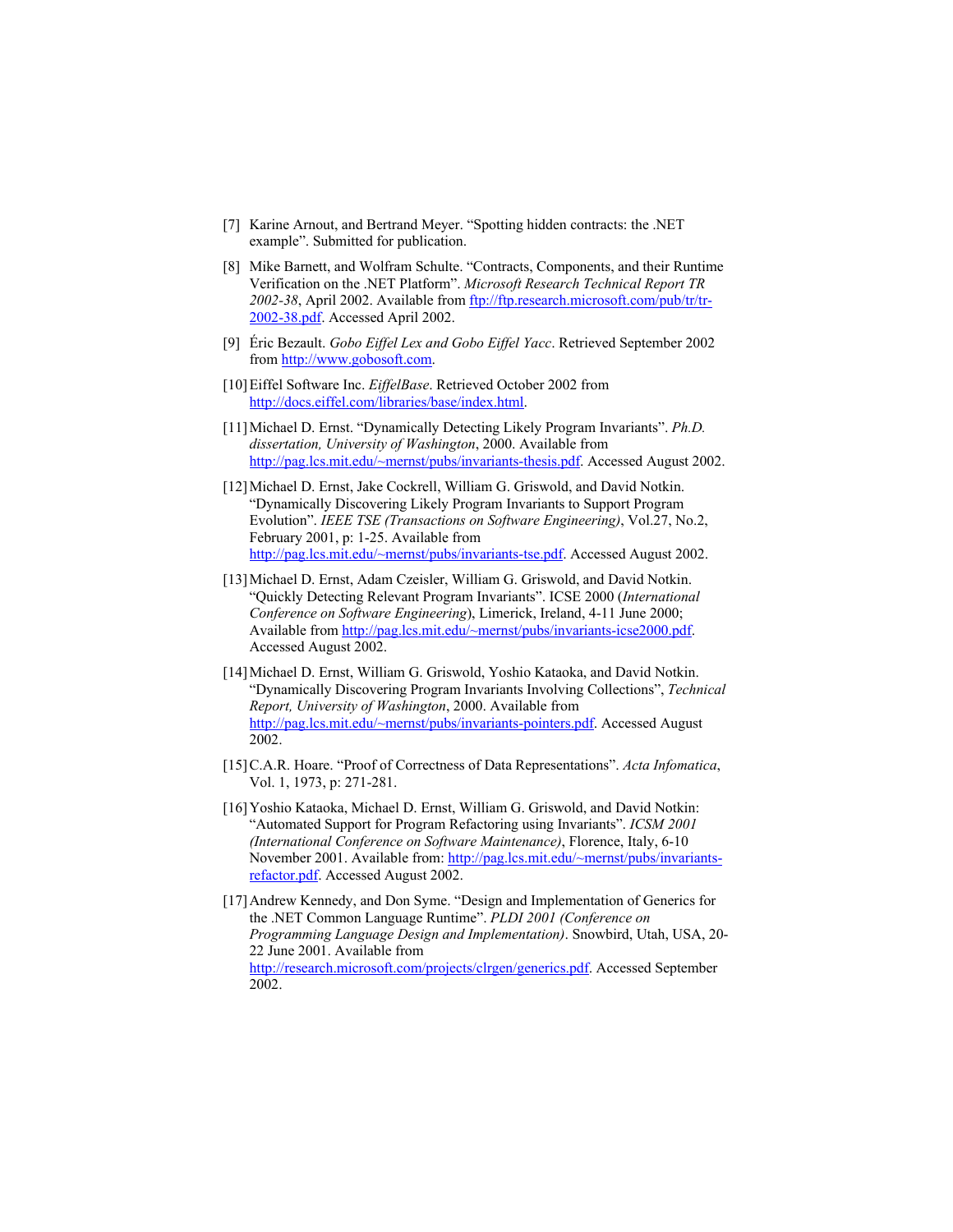[7] Karine Arnout, and Bertrand Meyer. “Spotting hidden contracts: the .NET example”. Submitted for publication.

[8] Mike Barnett, and Wolfram Schulte. “Contracts, Components, and their Runtime Verification on the .NET Platform”. *Microsoft Research Technical Report TR 2002-38*, April 2002. Available from ftp://ftp.research.microsoft.com/pub/tr/tr-2002-38.pdf. Accessed April 2002.

[9] Éric Bezault. *Gobo Eiffel Lex and Gobo Eiffel Yacc*. Retrieved September 2002 from http://www.gobosoft.com.

[10] Eiffel Software Inc. *EiffelBase*. Retrieved October 2002 from http://docs.eiffel.com/libraries/base/index.html.

[11] Michael D. Ernst. “Dynamically Detecting Likely Program Invariants”. *Ph.D. dissertation, University of Washington*, 2000. Available from http://pag.lcs.mit.edu/~mernst/pubs/invariants-thesis.pdf. Accessed August 2002.

[12] Michael D. Ernst, Jake Cockrell, William G. Griswold, and David Notkin. “Dynamically Discovering Likely Program Invariants to Support Program Evolution”. *IEEE TSE (Transactions on Software Engineering)*, Vol.27, No.2, February 2001, p: 1-25. Available from http://pag.lcs.mit.edu/~mernst/pubs/invariants-tse.pdf. Accessed August 2002.

[13] Michael D. Ernst, Adam Czeisler, William G. Griswold, and David Notkin. “Quickly Detecting Relevant Program Invariants”. ICSE 2000 (*International Conference on Software Engineering*), Limerick, Ireland, 4-11 June 2000; Available from http://pag.lcs.mit.edu/~mernst/pubs/invariants-icse2000.pdf. Accessed August 2002.

[14] Michael D. Ernst, William G. Griswold, Yoshio Kataoka, and David Notkin. “Dynamically Discovering Program Invariants Involving Collections”, *Technical Report, University of Washington*, 2000. Available from http://pag.lcs.mit.edu/~mernst/pubs/invariants-pointers.pdf. Accessed August 2002.

[15] C.A.R. Hoare. “Proof of Correctness of Data Representations”. *Acta Infomatica*, Vol. 1, 1973, p: 271-281.

[16] Yoshio Kataoka, Michael D. Ernst, William G. Griswold, and David Notkin: “Automated Support for Program Refactoring using Invariants”. *ICSM 2001 (International Conference on Software Maintenance)*, Florence, Italy, 6-10 November 2001. Available from: http://pag.lcs.mit.edu/~mernst/pubs/invariants-refactor.pdf. Accessed August 2002.

[17] Andrew Kennedy, and Don Syme. “Design and Implementation of Generics for the .NET Common Language Runtime”. *PLDI 2001 (Conference on Programming Language Design and Implementation)*. Snowbird, Utah, USA, 20-22 June 2001. Available from http://research.microsoft.com/projects/clrgen/generics.pdf. Accessed September 2002.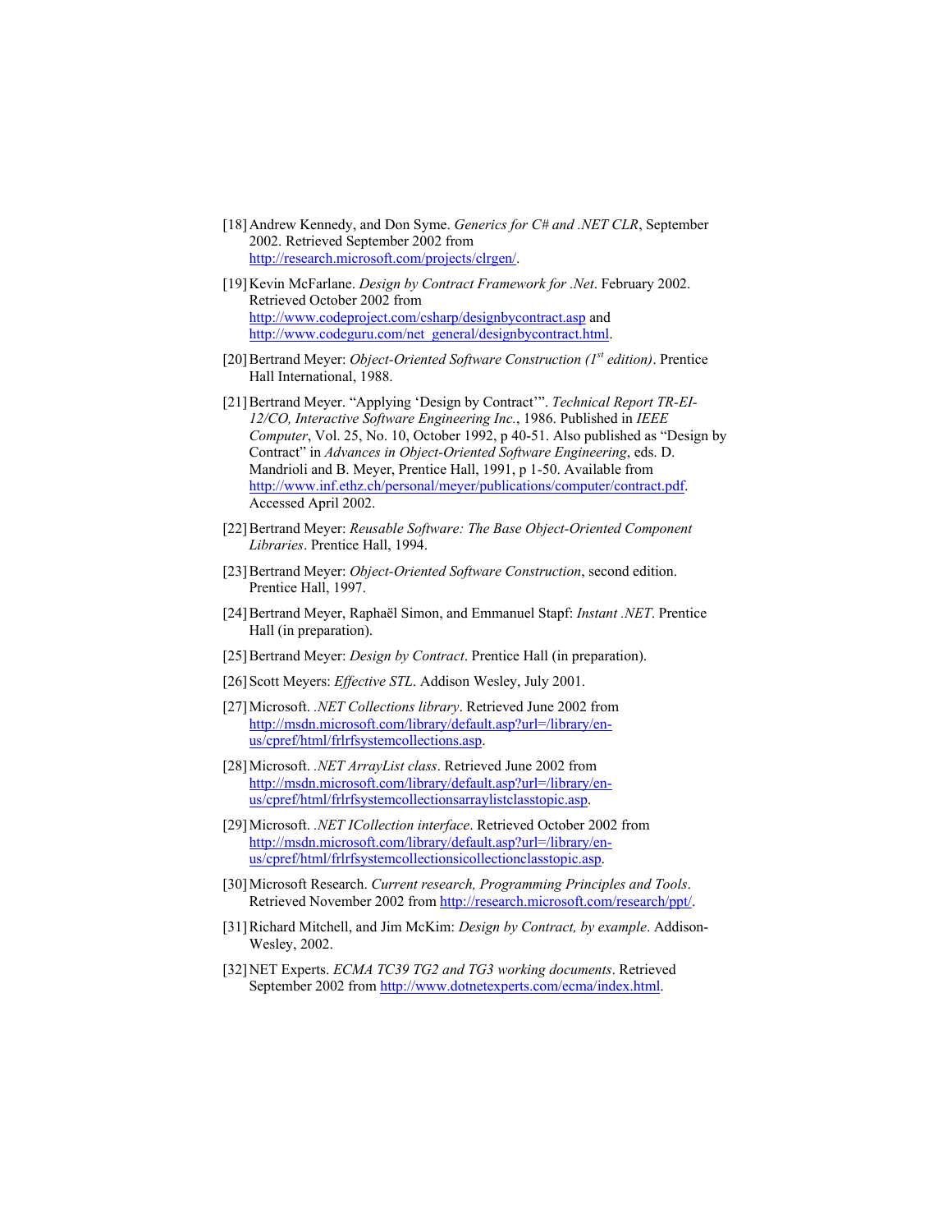[18] Andrew Kennedy, and Don Syme. *Generics for C# and .NET CLR*, September 2002. Retrieved September 2002 from http://research.microsoft.com/projects/clrgen/.

[19] Kevin McFarlane. *Design by Contract Framework for .Net*. February 2002. Retrieved October 2002 from http://www.codeproject.com/csharp/designbycontract.asp and http://www.codeguru.com/net_general/designbycontract.html.

[20] Bertrand Meyer: *Object-Oriented Software Construction (1st edition)*. Prentice Hall International, 1988.

[21] Bertrand Meyer. "Applying 'Design by Contract'". *Technical Report TR-EI-12/CO, Interactive Software Engineering Inc.*, 1986. Published in *IEEE Computer*, Vol. 25, No. 10, October 1992, p 40-51. Also published as "Design by Contract" in *Advances in Object-Oriented Software Engineering*, eds. D. Mandrioli and B. Meyer, Prentice Hall, 1991, p 1-50. Available from http://www.inf.ethz.ch/personal/meyer/publications/computer/contract.pdf. Accessed April 2002.

[22] Bertrand Meyer: *Reusable Software: The Base Object-Oriented Component Libraries*. Prentice Hall, 1994.

[23] Bertrand Meyer: *Object-Oriented Software Construction*, second edition. Prentice Hall, 1997.

[24] Bertrand Meyer, Raphaël Simon, and Emmanuel Stapf: *Instant .NET*. Prentice Hall (in preparation).

[25] Bertrand Meyer: *Design by Contract*. Prentice Hall (in preparation).

[26] Scott Meyers: *Effective STL*. Addison Wesley, July 2001.

[27] Microsoft. *.NET Collections library*. Retrieved June 2002 from http://msdn.microsoft.com/library/default.asp?url=/library/en-us/cpref/html/frlrfsystemcollections.asp.

[28] Microsoft. *.NET ArrayList class*. Retrieved June 2002 from http://msdn.microsoft.com/library/default.asp?url=/library/en-us/cpref/html/frlrfsystemcollectionsarraylistclasstopic.asp.

[29] Microsoft. *.NET ICollection interface*. Retrieved October 2002 from http://msdn.microsoft.com/library/default.asp?url=/library/en-us/cpref/html/frlrfsystemcollectionsicollectionclasstopic.asp.

[30] Microsoft Research. *Current research, Programming Principles and Tools*. Retrieved November 2002 from http://research.microsoft.com/research/ppt/.

[31] Richard Mitchell, and Jim McKim: *Design by Contract, by example*. Addison-Wesley, 2002.

[32] NET Experts. *ECMA TC39 TG2 and TG3 working documents*. Retrieved September 2002 from http://www.dotnetexperts.com/ecma/index.html.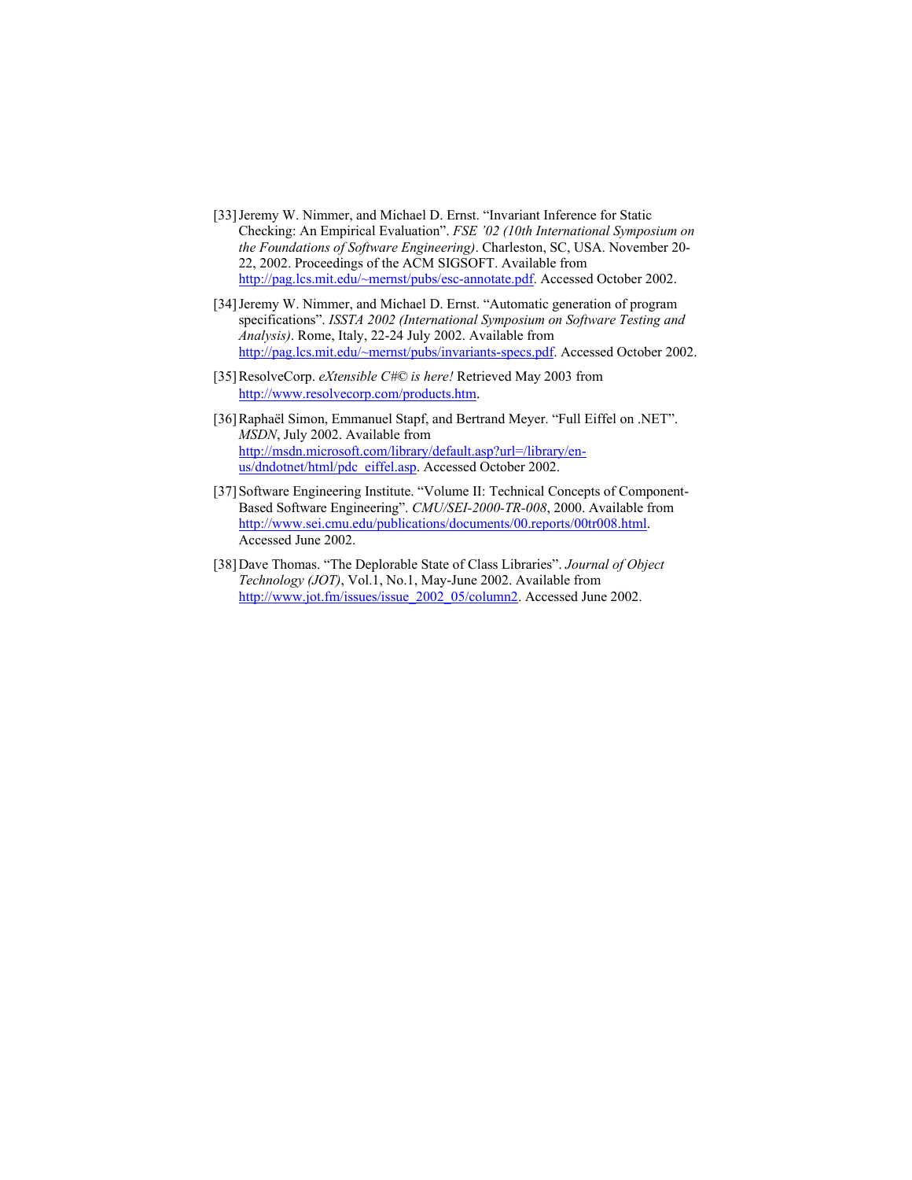[33] Jeremy W. Nimmer, and Michael D. Ernst. "Invariant Inference for Static Checking: An Empirical Evaluation". *FSE '02 (10th International Symposium on the Foundations of Software Engineering)*. Charleston, SC, USA. November 20-22, 2002. Proceedings of the ACM SIGSOFT. Available from http://pag.lcs.mit.edu/~mernst/pubs/esc-annotate.pdf. Accessed October 2002.

[34] Jeremy W. Nimmer, and Michael D. Ernst. "Automatic generation of program specifications". *ISSTA 2002 (International Symposium on Software Testing and Analysis)*. Rome, Italy, 22-24 July 2002. Available from http://pag.lcs.mit.edu/~mernst/pubs/invariants-specs.pdf. Accessed October 2002.

[35] ResolveCorp. *eXtensible C#© is here!* Retrieved May 2003 from http://www.resolvecorp.com/products.htm.

[36] Raphaël Simon, Emmanuel Stapf, and Bertrand Meyer. "Full Eiffel on .NET". *MSDN*, July 2002. Available from http://msdn.microsoft.com/library/default.asp?url=/library/en-us/dndotnet/html/pdc_eiffel.asp. Accessed October 2002.

[37] Software Engineering Institute. "Volume II: Technical Concepts of Component-Based Software Engineering". *CMU/SEI-2000-TR-008*, 2000. Available from http://www.sei.cmu.edu/publications/documents/00.reports/00tr008.html. Accessed June 2002.

[38] Dave Thomas. "The Deplorable State of Class Libraries". *Journal of Object Technology (JOT)*, Vol.1, No.1, May-June 2002. Available from http://www.jot.fm/issues/issue_2002_05/column2. Accessed June 2002.